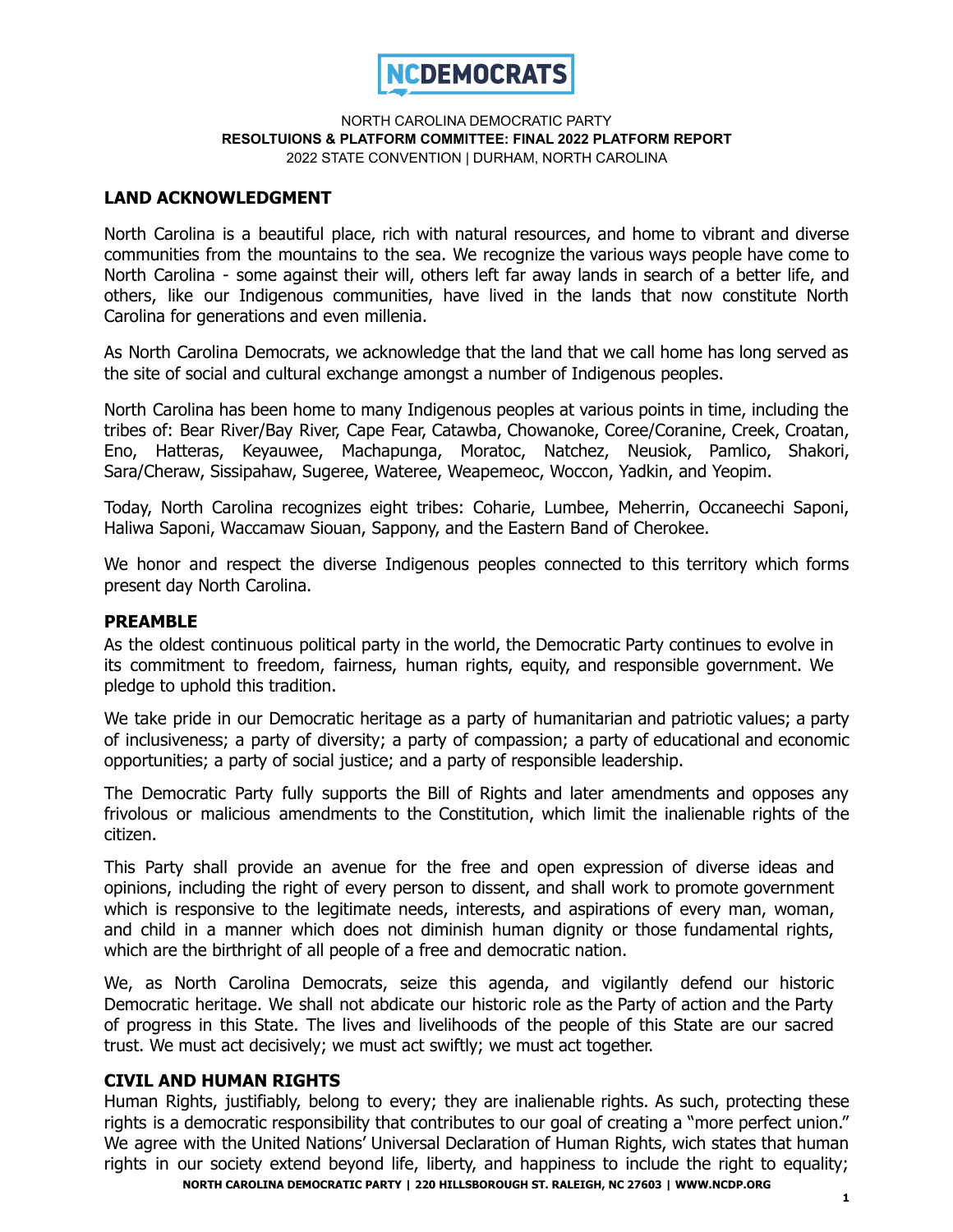# NCDEMOCRATS

NORTH CAROLINA DEMOCRATIC PARTY
**RESOLTUIONS & PLATFORM COMMITTEE: FINAL 2022 PLATFORM REPORT**
2022 STATE CONVENTION | DURHAM, NORTH CAROLINA

## LAND ACKNOWLEDGMENT

North Carolina is a beautiful place, rich with natural resources, and home to vibrant and diverse communities from the mountains to the sea. We recognize the various ways people have come to North Carolina - some against their will, others left far away lands in search of a better life, and others, like our Indigenous communities, have lived in the lands that now constitute North Carolina for generations and even millenia.

As North Carolina Democrats, we acknowledge that the land that we call home has long served as the site of social and cultural exchange amongst a number of Indigenous peoples.

North Carolina has been home to many Indigenous peoples at various points in time, including the tribes of: Bear River/Bay River, Cape Fear, Catawba, Chowanoke, Coree/Coranine, Creek, Croatan, Eno, Hatteras, Keyauwee, Machapunga, Moratoc, Natchez, Neusiok, Pamlico, Shakori, Sara/Cheraw, Sissipahaw, Sugeree, Wateree, Weapemeoc, Woccon, Yadkin, and Yeopim.

Today, North Carolina recognizes eight tribes: Coharie, Lumbee, Meherrin, Occaneechi Saponi, Haliwa Saponi, Waccamaw Siouan, Sappony, and the Eastern Band of Cherokee.

We honor and respect the diverse Indigenous peoples connected to this territory which forms present day North Carolina.

## PREAMBLE

As the oldest continuous political party in the world, the Democratic Party continues to evolve in its commitment to freedom, fairness, human rights, equity, and responsible government. We pledge to uphold this tradition.

We take pride in our Democratic heritage as a party of humanitarian and patriotic values; a party of inclusiveness; a party of diversity; a party of compassion; a party of educational and economic opportunities; a party of social justice; and a party of responsible leadership.

The Democratic Party fully supports the Bill of Rights and later amendments and opposes any frivolous or malicious amendments to the Constitution, which limit the inalienable rights of the citizen.

This Party shall provide an avenue for the free and open expression of diverse ideas and opinions, including the right of every person to dissent, and shall work to promote government which is responsive to the legitimate needs, interests, and aspirations of every man, woman, and child in a manner which does not diminish human dignity or those fundamental rights, which are the birthright of all people of a free and democratic nation.

We, as North Carolina Democrats, seize this agenda, and vigilantly defend our historic Democratic heritage. We shall not abdicate our historic role as the Party of action and the Party of progress in this State. The lives and livelihoods of the people of this State are our sacred trust. We must act decisively; we must act swiftly; we must act together.

## CIVIL AND HUMAN RIGHTS

Human Rights, justifiably, belong to every; they are inalienable rights. As such, protecting these rights is a democratic responsibility that contributes to our goal of creating a "more perfect union." We agree with the United Nations' Universal Declaration of Human Rights, wich states that human rights in our society extend beyond life, liberty, and happiness to include the right to equality;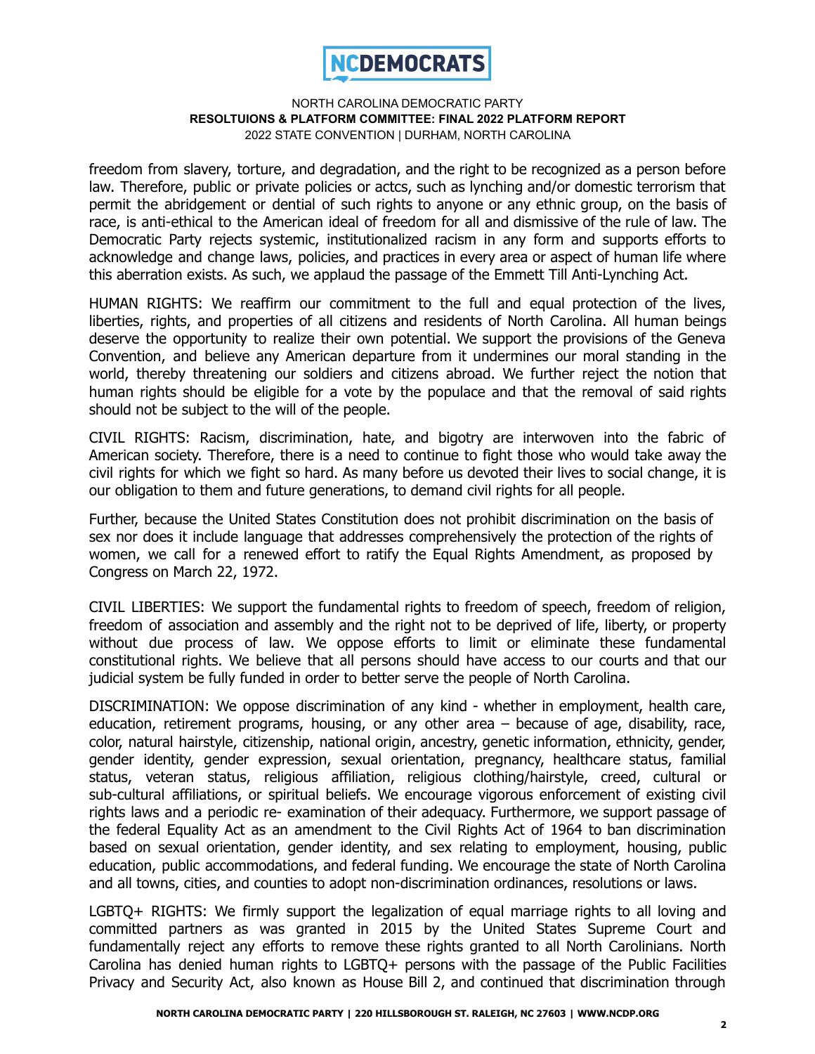freedom from slavery, torture, and degradation, and the right to be recognized as a person before law. Therefore, public or private policies or actcs, such as lynching and/or domestic terrorism that permit the abridgement or dential of such rights to anyone or any ethnic group, on the basis of race, is anti-ethical to the American ideal of freedom for all and dismissive of the rule of law. The Democratic Party rejects systemic, institutionalized racism in any form and supports efforts to acknowledge and change laws, policies, and practices in every area or aspect of human life where this aberration exists. As such, we applaud the passage of the Emmett Till Anti-Lynching Act.

HUMAN RIGHTS: We reaffirm our commitment to the full and equal protection of the lives, liberties, rights, and properties of all citizens and residents of North Carolina. All human beings deserve the opportunity to realize their own potential. We support the provisions of the Geneva Convention, and believe any American departure from it undermines our moral standing in the world, thereby threatening our soldiers and citizens abroad. We further reject the notion that human rights should be eligible for a vote by the populace and that the removal of said rights should not be subject to the will of the people.

CIVIL RIGHTS: Racism, discrimination, hate, and bigotry are interwoven into the fabric of American society. Therefore, there is a need to continue to fight those who would take away the civil rights for which we fight so hard. As many before us devoted their lives to social change, it is our obligation to them and future generations, to demand civil rights for all people.

Further, because the United States Constitution does not prohibit discrimination on the basis of sex nor does it include language that addresses comprehensively the protection of the rights of women, we call for a renewed effort to ratify the Equal Rights Amendment, as proposed by Congress on March 22, 1972.

CIVIL LIBERTIES: We support the fundamental rights to freedom of speech, freedom of religion, freedom of association and assembly and the right not to be deprived of life, liberty, or property without due process of law. We oppose efforts to limit or eliminate these fundamental constitutional rights. We believe that all persons should have access to our courts and that our judicial system be fully funded in order to better serve the people of North Carolina.

DISCRIMINATION: We oppose discrimination of any kind - whether in employment, health care, education, retirement programs, housing, or any other area – because of age, disability, race, color, natural hairstyle, citizenship, national origin, ancestry, genetic information, ethnicity, gender, gender identity, gender expression, sexual orientation, pregnancy, healthcare status, familial status, veteran status, religious affiliation, religious clothing/hairstyle, creed, cultural or sub-cultural affiliations, or spiritual beliefs. We encourage vigorous enforcement of existing civil rights laws and a periodic re- examination of their adequacy. Furthermore, we support passage of the federal Equality Act as an amendment to the Civil Rights Act of 1964 to ban discrimination based on sexual orientation, gender identity, and sex relating to employment, housing, public education, public accommodations, and federal funding. We encourage the state of North Carolina and all towns, cities, and counties to adopt non-discrimination ordinances, resolutions or laws.

LGBTQ+ RIGHTS: We firmly support the legalization of equal marriage rights to all loving and committed partners as was granted in 2015 by the United States Supreme Court and fundamentally reject any efforts to remove these rights granted to all North Carolinians. North Carolina has denied human rights to LGBTQ+ persons with the passage of the Public Facilities Privacy and Security Act, also known as House Bill 2, and continued that discrimination through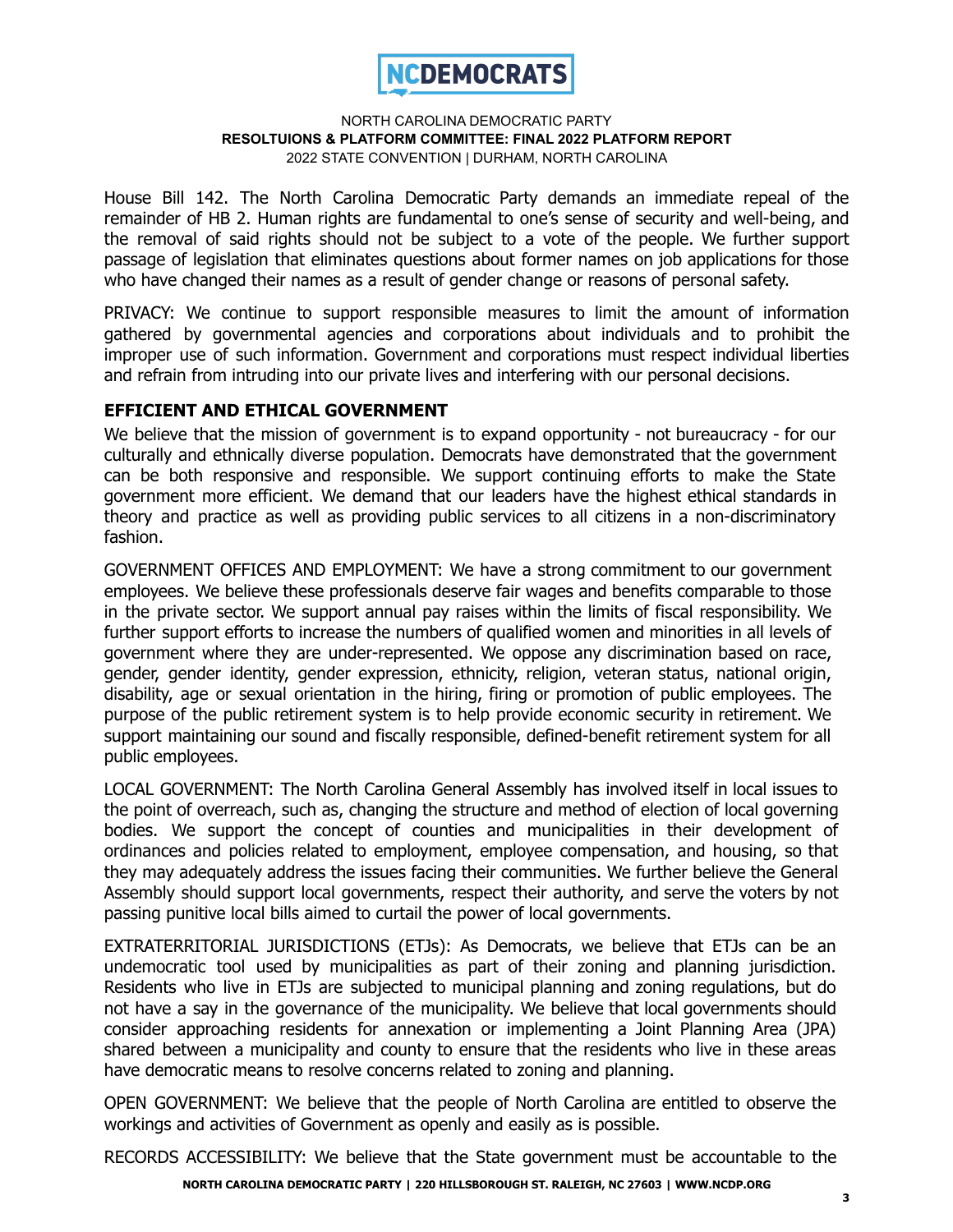House Bill 142. The North Carolina Democratic Party demands an immediate repeal of the remainder of HB 2. Human rights are fundamental to one's sense of security and well-being, and the removal of said rights should not be subject to a vote of the people. We further support passage of legislation that eliminates questions about former names on job applications for those who have changed their names as a result of gender change or reasons of personal safety.

PRIVACY: We continue to support responsible measures to limit the amount of information gathered by governmental agencies and corporations about individuals and to prohibit the improper use of such information. Government and corporations must respect individual liberties and refrain from intruding into our private lives and interfering with our personal decisions.

## EFFICIENT AND ETHICAL GOVERNMENT

We believe that the mission of government is to expand opportunity - not bureaucracy - for our culturally and ethnically diverse population. Democrats have demonstrated that the government can be both responsive and responsible. We support continuing efforts to make the State government more efficient. We demand that our leaders have the highest ethical standards in theory and practice as well as providing public services to all citizens in a non-discriminatory fashion.

GOVERNMENT OFFICES AND EMPLOYMENT: We have a strong commitment to our government employees. We believe these professionals deserve fair wages and benefits comparable to those in the private sector. We support annual pay raises within the limits of fiscal responsibility. We further support efforts to increase the numbers of qualified women and minorities in all levels of government where they are under-represented. We oppose any discrimination based on race, gender, gender identity, gender expression, ethnicity, religion, veteran status, national origin, disability, age or sexual orientation in the hiring, firing or promotion of public employees. The purpose of the public retirement system is to help provide economic security in retirement. We support maintaining our sound and fiscally responsible, defined-benefit retirement system for all public employees.

LOCAL GOVERNMENT: The North Carolina General Assembly has involved itself in local issues to the point of overreach, such as, changing the structure and method of election of local governing bodies. We support the concept of counties and municipalities in their development of ordinances and policies related to employment, employee compensation, and housing, so that they may adequately address the issues facing their communities. We further believe the General Assembly should support local governments, respect their authority, and serve the voters by not passing punitive local bills aimed to curtail the power of local governments.

EXTRATERRITORIAL JURISDICTIONS (ETJs): As Democrats, we believe that ETJs can be an undemocratic tool used by municipalities as part of their zoning and planning jurisdiction. Residents who live in ETJs are subjected to municipal planning and zoning regulations, but do not have a say in the governance of the municipality. We believe that local governments should consider approaching residents for annexation or implementing a Joint Planning Area (JPA) shared between a municipality and county to ensure that the residents who live in these areas have democratic means to resolve concerns related to zoning and planning.

OPEN GOVERNMENT: We believe that the people of North Carolina are entitled to observe the workings and activities of Government as openly and easily as is possible.

RECORDS ACCESSIBILITY: We believe that the State government must be accountable to the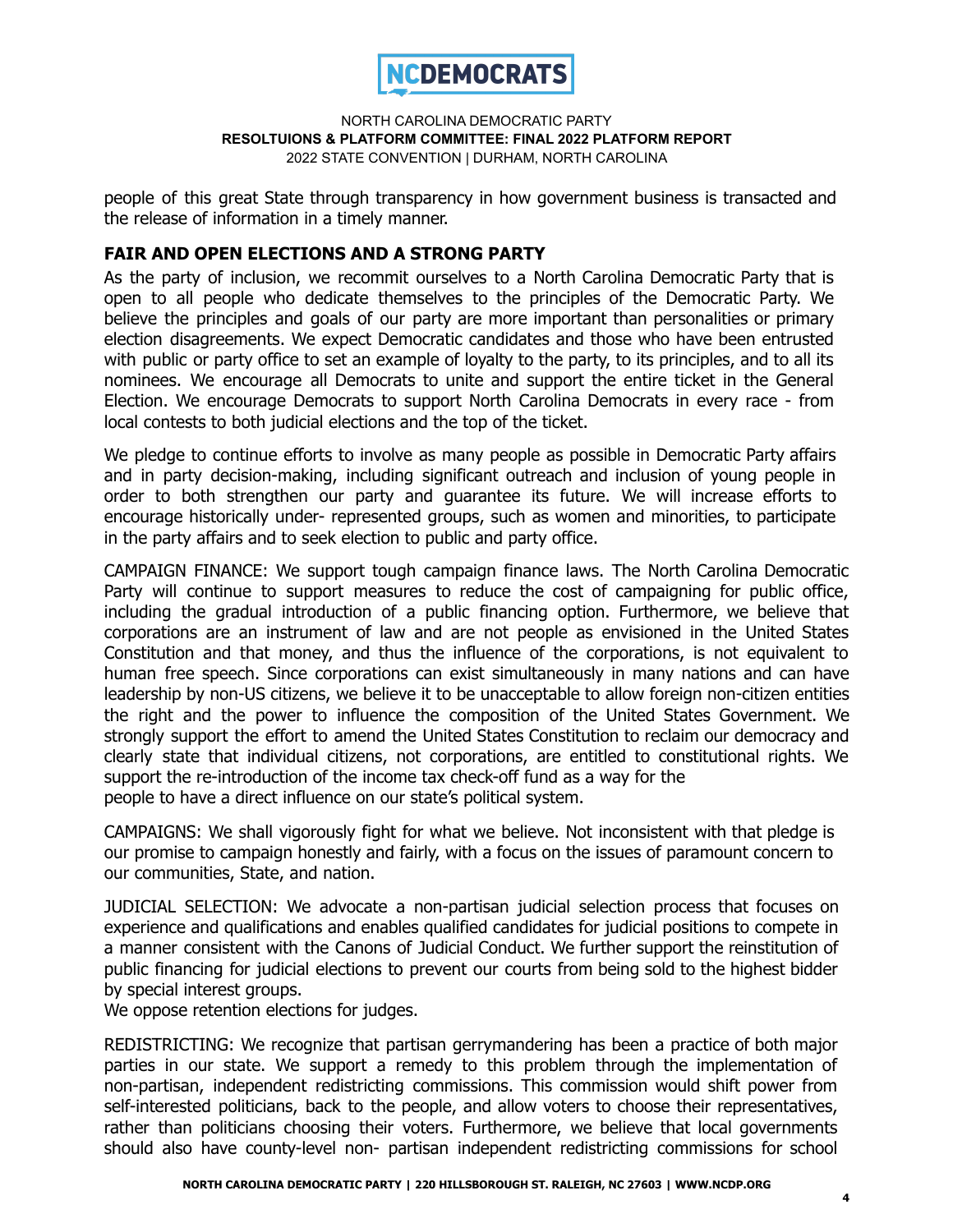people of this great State through transparency in how government business is transacted and the release of information in a timely manner.

## FAIR AND OPEN ELECTIONS AND A STRONG PARTY

As the party of inclusion, we recommit ourselves to a North Carolina Democratic Party that is open to all people who dedicate themselves to the principles of the Democratic Party. We believe the principles and goals of our party are more important than personalities or primary election disagreements. We expect Democratic candidates and those who have been entrusted with public or party office to set an example of loyalty to the party, to its principles, and to all its nominees. We encourage all Democrats to unite and support the entire ticket in the General Election. We encourage Democrats to support North Carolina Democrats in every race - from local contests to both judicial elections and the top of the ticket.

We pledge to continue efforts to involve as many people as possible in Democratic Party affairs and in party decision-making, including significant outreach and inclusion of young people in order to both strengthen our party and guarantee its future. We will increase efforts to encourage historically under- represented groups, such as women and minorities, to participate in the party affairs and to seek election to public and party office.

CAMPAIGN FINANCE: We support tough campaign finance laws. The North Carolina Democratic Party will continue to support measures to reduce the cost of campaigning for public office, including the gradual introduction of a public financing option. Furthermore, we believe that corporations are an instrument of law and are not people as envisioned in the United States Constitution and that money, and thus the influence of the corporations, is not equivalent to human free speech. Since corporations can exist simultaneously in many nations and can have leadership by non-US citizens, we believe it to be unacceptable to allow foreign non-citizen entities the right and the power to influence the composition of the United States Government. We strongly support the effort to amend the United States Constitution to reclaim our democracy and clearly state that individual citizens, not corporations, are entitled to constitutional rights. We support the re-introduction of the income tax check-off fund as a way for the people to have a direct influence on our state's political system.

CAMPAIGNS: We shall vigorously fight for what we believe. Not inconsistent with that pledge is our promise to campaign honestly and fairly, with a focus on the issues of paramount concern to our communities, State, and nation.

JUDICIAL SELECTION: We advocate a non-partisan judicial selection process that focuses on experience and qualifications and enables qualified candidates for judicial positions to compete in a manner consistent with the Canons of Judicial Conduct. We further support the reinstitution of public financing for judicial elections to prevent our courts from being sold to the highest bidder by special interest groups.

We oppose retention elections for judges.

REDISTRICTING: We recognize that partisan gerrymandering has been a practice of both major parties in our state. We support a remedy to this problem through the implementation of non-partisan, independent redistricting commissions. This commission would shift power from self-interested politicians, back to the people, and allow voters to choose their representatives, rather than politicians choosing their voters. Furthermore, we believe that local governments should also have county-level non- partisan independent redistricting commissions for school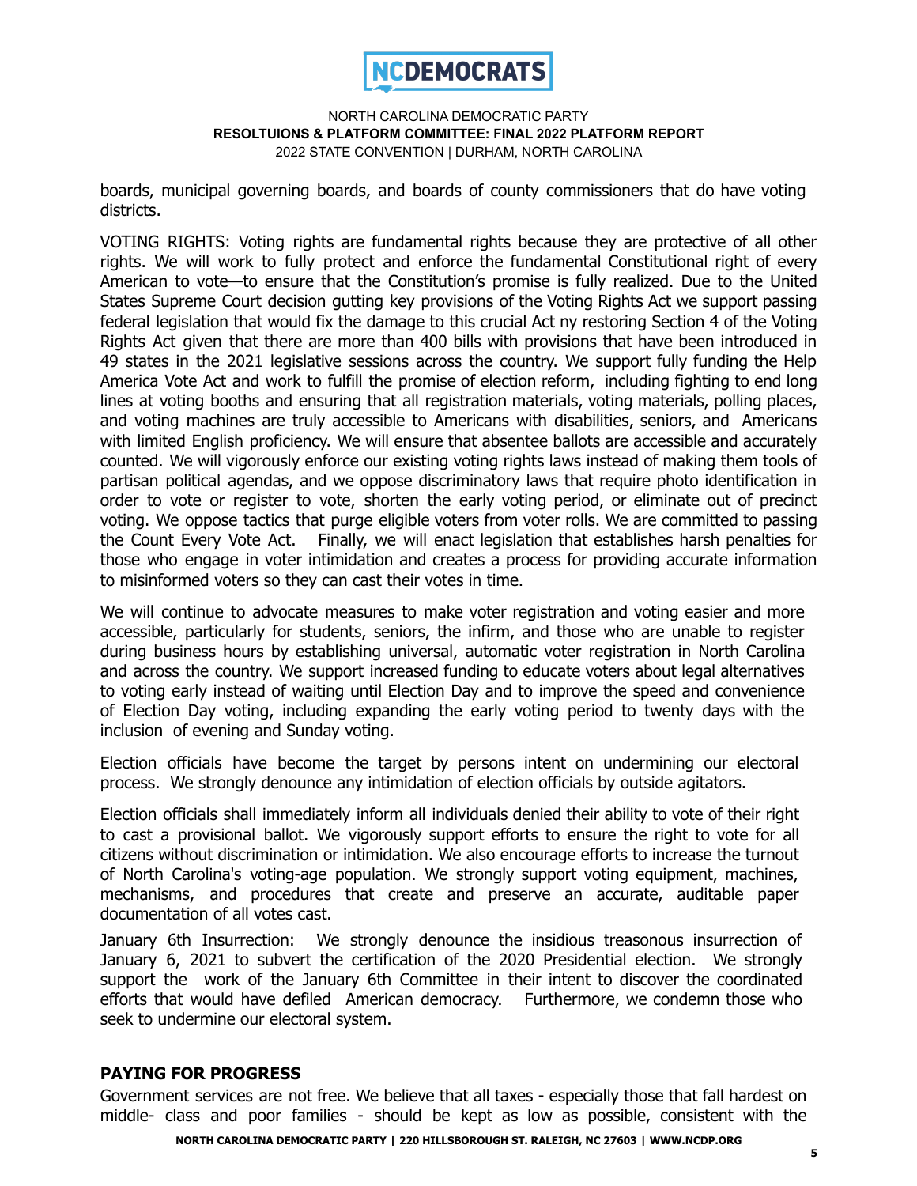boards, municipal governing boards, and boards of county commissioners that do have voting districts.

VOTING RIGHTS: Voting rights are fundamental rights because they are protective of all other rights. We will work to fully protect and enforce the fundamental Constitutional right of every American to vote—to ensure that the Constitution's promise is fully realized. Due to the United States Supreme Court decision gutting key provisions of the Voting Rights Act we support passing federal legislation that would fix the damage to this crucial Act ny restoring Section 4 of the Voting Rights Act given that there are more than 400 bills with provisions that have been introduced in 49 states in the 2021 legislative sessions across the country. We support fully funding the Help America Vote Act and work to fulfill the promise of election reform, including fighting to end long lines at voting booths and ensuring that all registration materials, voting materials, polling places, and voting machines are truly accessible to Americans with disabilities, seniors, and Americans with limited English proficiency. We will ensure that absentee ballots are accessible and accurately counted. We will vigorously enforce our existing voting rights laws instead of making them tools of partisan political agendas, and we oppose discriminatory laws that require photo identification in order to vote or register to vote, shorten the early voting period, or eliminate out of precinct voting. We oppose tactics that purge eligible voters from voter rolls. We are committed to passing the Count Every Vote Act. Finally, we will enact legislation that establishes harsh penalties for those who engage in voter intimidation and creates a process for providing accurate information to misinformed voters so they can cast their votes in time.

We will continue to advocate measures to make voter registration and voting easier and more accessible, particularly for students, seniors, the infirm, and those who are unable to register during business hours by establishing universal, automatic voter registration in North Carolina and across the country. We support increased funding to educate voters about legal alternatives to voting early instead of waiting until Election Day and to improve the speed and convenience of Election Day voting, including expanding the early voting period to twenty days with the inclusion of evening and Sunday voting.

Election officials have become the target by persons intent on undermining our electoral process. We strongly denounce any intimidation of election officials by outside agitators.

Election officials shall immediately inform all individuals denied their ability to vote of their right to cast a provisional ballot. We vigorously support efforts to ensure the right to vote for all citizens without discrimination or intimidation. We also encourage efforts to increase the turnout of North Carolina's voting-age population. We strongly support voting equipment, machines, mechanisms, and procedures that create and preserve an accurate, auditable paper documentation of all votes cast.

January 6th Insurrection: We strongly denounce the insidious treasonous insurrection of January 6, 2021 to subvert the certification of the 2020 Presidential election. We strongly support the work of the January 6th Committee in their intent to discover the coordinated efforts that would have defiled American democracy. Furthermore, we condemn those who seek to undermine our electoral system.

## PAYING FOR PROGRESS

Government services are not free. We believe that all taxes - especially those that fall hardest on middle- class and poor families - should be kept as low as possible, consistent with the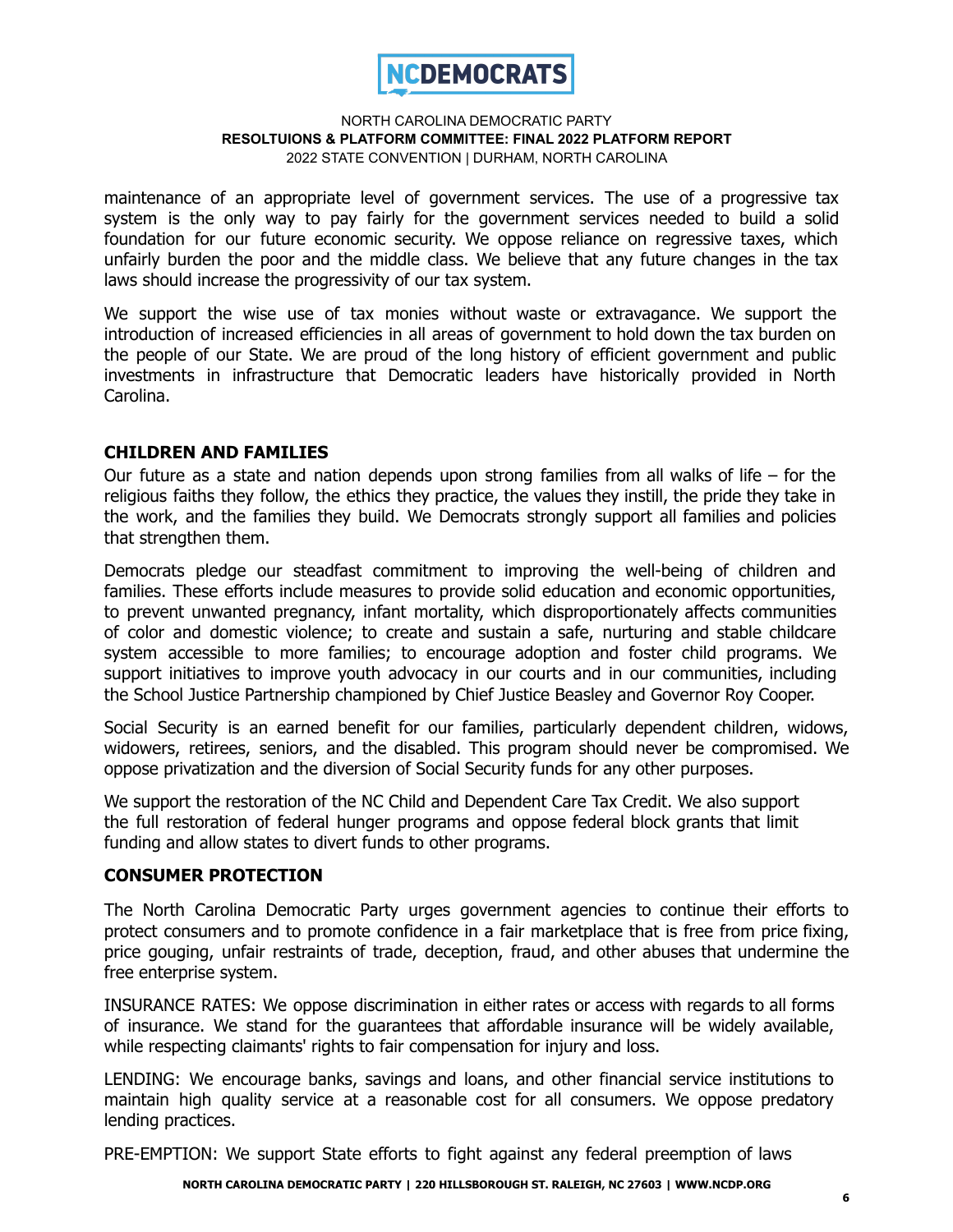maintenance of an appropriate level of government services. The use of a progressive tax system is the only way to pay fairly for the government services needed to build a solid foundation for our future economic security. We oppose reliance on regressive taxes, which unfairly burden the poor and the middle class. We believe that any future changes in the tax laws should increase the progressivity of our tax system.

We support the wise use of tax monies without waste or extravagance. We support the introduction of increased efficiencies in all areas of government to hold down the tax burden on the people of our State. We are proud of the long history of efficient government and public investments in infrastructure that Democratic leaders have historically provided in North Carolina.

## CHILDREN AND FAMILIES

Our future as a state and nation depends upon strong families from all walks of life – for the religious faiths they follow, the ethics they practice, the values they instill, the pride they take in the work, and the families they build. We Democrats strongly support all families and policies that strengthen them.

Democrats pledge our steadfast commitment to improving the well-being of children and families. These efforts include measures to provide solid education and economic opportunities, to prevent unwanted pregnancy, infant mortality, which disproportionately affects communities of color and domestic violence; to create and sustain a safe, nurturing and stable childcare system accessible to more families; to encourage adoption and foster child programs. We support initiatives to improve youth advocacy in our courts and in our communities, including the School Justice Partnership championed by Chief Justice Beasley and Governor Roy Cooper.

Social Security is an earned benefit for our families, particularly dependent children, widows, widowers, retirees, seniors, and the disabled. This program should never be compromised. We oppose privatization and the diversion of Social Security funds for any other purposes.

We support the restoration of the NC Child and Dependent Care Tax Credit. We also support the full restoration of federal hunger programs and oppose federal block grants that limit funding and allow states to divert funds to other programs.

## CONSUMER PROTECTION

The North Carolina Democratic Party urges government agencies to continue their efforts to protect consumers and to promote confidence in a fair marketplace that is free from price fixing, price gouging, unfair restraints of trade, deception, fraud, and other abuses that undermine the free enterprise system.

INSURANCE RATES: We oppose discrimination in either rates or access with regards to all forms of insurance. We stand for the guarantees that affordable insurance will be widely available, while respecting claimants' rights to fair compensation for injury and loss.

LENDING: We encourage banks, savings and loans, and other financial service institutions to maintain high quality service at a reasonable cost for all consumers. We oppose predatory lending practices.

PRE-EMPTION: We support State efforts to fight against any federal preemption of laws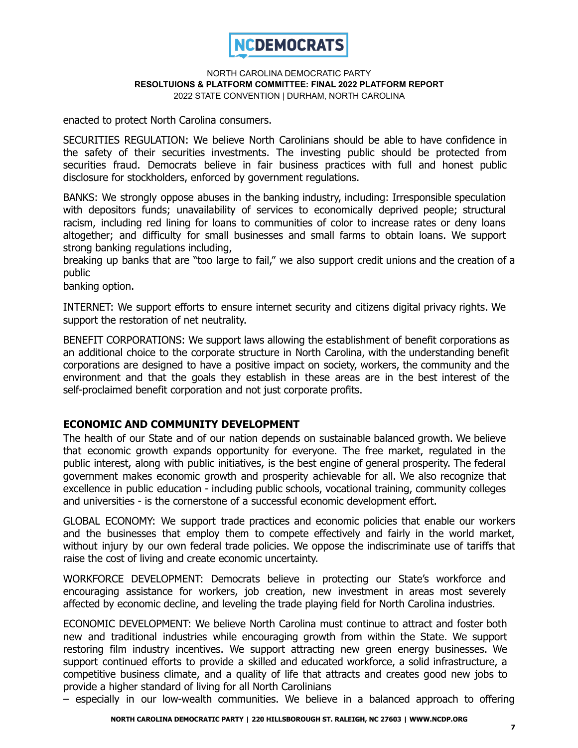enacted to protect North Carolina consumers.

SECURITIES REGULATION: We believe North Carolinians should be able to have confidence in the safety of their securities investments. The investing public should be protected from securities fraud. Democrats believe in fair business practices with full and honest public disclosure for stockholders, enforced by government regulations.

BANKS: We strongly oppose abuses in the banking industry, including: Irresponsible speculation with depositors funds; unavailability of services to economically deprived people; structural racism, including red lining for loans to communities of color to increase rates or deny loans altogether; and difficulty for small businesses and small farms to obtain loans. We support strong banking regulations including,
breaking up banks that are "too large to fail," we also support credit unions and the creation of a public
banking option.

INTERNET: We support efforts to ensure internet security and citizens digital privacy rights. We support the restoration of net neutrality.

BENEFIT CORPORATIONS: We support laws allowing the establishment of benefit corporations as an additional choice to the corporate structure in North Carolina, with the understanding benefit corporations are designed to have a positive impact on society, workers, the community and the environment and that the goals they establish in these areas are in the best interest of the self-proclaimed benefit corporation and not just corporate profits.

## ECONOMIC AND COMMUNITY DEVELOPMENT

The health of our State and of our nation depends on sustainable balanced growth. We believe that economic growth expands opportunity for everyone. The free market, regulated in the public interest, along with public initiatives, is the best engine of general prosperity. The federal government makes economic growth and prosperity achievable for all. We also recognize that excellence in public education - including public schools, vocational training, community colleges and universities - is the cornerstone of a successful economic development effort.

GLOBAL ECONOMY: We support trade practices and economic policies that enable our workers and the businesses that employ them to compete effectively and fairly in the world market, without injury by our own federal trade policies. We oppose the indiscriminate use of tariffs that raise the cost of living and create economic uncertainty.

WORKFORCE DEVELOPMENT: Democrats believe in protecting our State's workforce and encouraging assistance for workers, job creation, new investment in areas most severely affected by economic decline, and leveling the trade playing field for North Carolina industries.

ECONOMIC DEVELOPMENT: We believe North Carolina must continue to attract and foster both new and traditional industries while encouraging growth from within the State. We support restoring film industry incentives. We support attracting new green energy businesses. We support continued efforts to provide a skilled and educated workforce, a solid infrastructure, a competitive business climate, and a quality of life that attracts and creates good new jobs to provide a higher standard of living for all North Carolinians
– especially in our low-wealth communities. We believe in a balanced approach to offering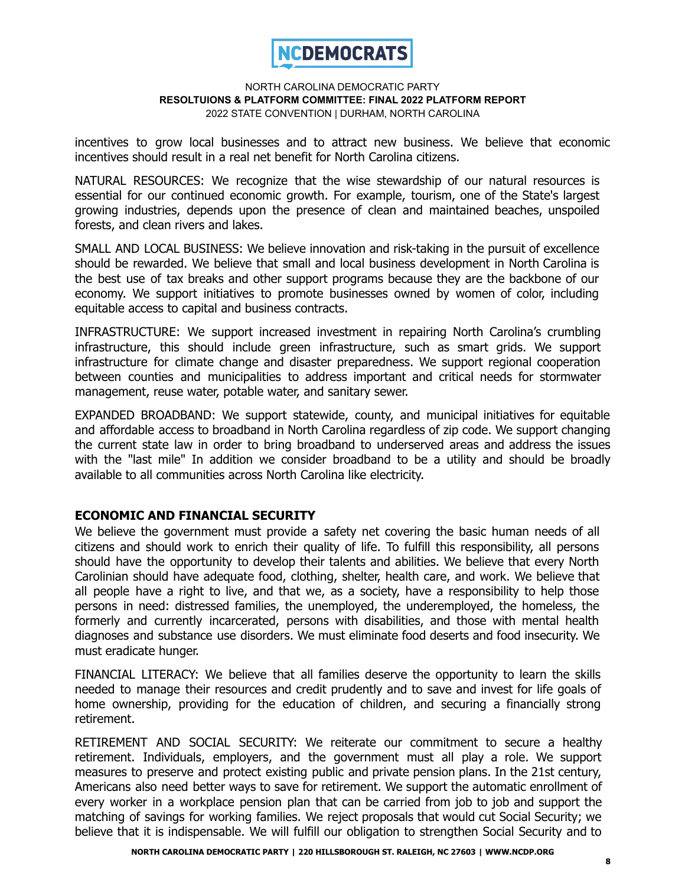incentives to grow local businesses and to attract new business. We believe that economic incentives should result in a real net benefit for North Carolina citizens.

NATURAL RESOURCES: We recognize that the wise stewardship of our natural resources is essential for our continued economic growth. For example, tourism, one of the State's largest growing industries, depends upon the presence of clean and maintained beaches, unspoiled forests, and clean rivers and lakes.

SMALL AND LOCAL BUSINESS: We believe innovation and risk-taking in the pursuit of excellence should be rewarded. We believe that small and local business development in North Carolina is the best use of tax breaks and other support programs because they are the backbone of our economy. We support initiatives to promote businesses owned by women of color, including equitable access to capital and business contracts.

INFRASTRUCTURE: We support increased investment in repairing North Carolina's crumbling infrastructure, this should include green infrastructure, such as smart grids. We support infrastructure for climate change and disaster preparedness. We support regional cooperation between counties and municipalities to address important and critical needs for stormwater management, reuse water, potable water, and sanitary sewer.

EXPANDED BROADBAND: We support statewide, county, and municipal initiatives for equitable and affordable access to broadband in North Carolina regardless of zip code. We support changing the current state law in order to bring broadband to underserved areas and address the issues with the "last mile" In addition we consider broadband to be a utility and should be broadly available to all communities across North Carolina like electricity.

## ECONOMIC AND FINANCIAL SECURITY

We believe the government must provide a safety net covering the basic human needs of all citizens and should work to enrich their quality of life. To fulfill this responsibility, all persons should have the opportunity to develop their talents and abilities. We believe that every North Carolinian should have adequate food, clothing, shelter, health care, and work. We believe that all people have a right to live, and that we, as a society, have a responsibility to help those persons in need: distressed families, the unemployed, the underemployed, the homeless, the formerly and currently incarcerated, persons with disabilities, and those with mental health diagnoses and substance use disorders. We must eliminate food deserts and food insecurity. We must eradicate hunger.

FINANCIAL LITERACY: We believe that all families deserve the opportunity to learn the skills needed to manage their resources and credit prudently and to save and invest for life goals of home ownership, providing for the education of children, and securing a financially strong retirement.

RETIREMENT AND SOCIAL SECURITY: We reiterate our commitment to secure a healthy retirement. Individuals, employers, and the government must all play a role. We support measures to preserve and protect existing public and private pension plans. In the 21st century, Americans also need better ways to save for retirement. We support the automatic enrollment of every worker in a workplace pension plan that can be carried from job to job and support the matching of savings for working families. We reject proposals that would cut Social Security; we believe that it is indispensable. We will fulfill our obligation to strengthen Social Security and to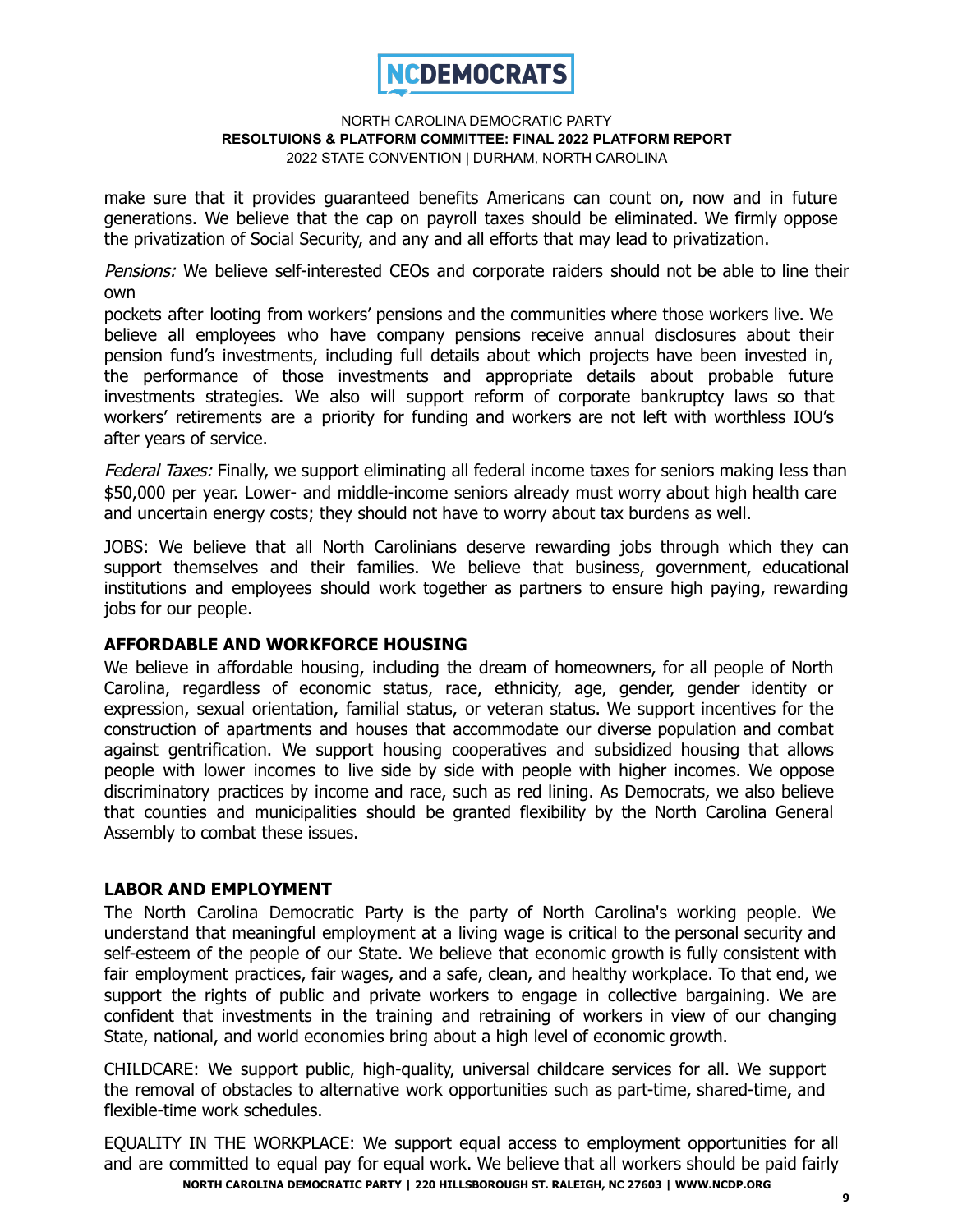make sure that it provides guaranteed benefits Americans can count on, now and in future generations. We believe that the cap on payroll taxes should be eliminated. We firmly oppose the privatization of Social Security, and any and all efforts that may lead to privatization.

*Pensions:* We believe self-interested CEOs and corporate raiders should not be able to line their own
pockets after looting from workers' pensions and the communities where those workers live. We believe all employees who have company pensions receive annual disclosures about their pension fund's investments, including full details about which projects have been invested in, the performance of those investments and appropriate details about probable future investments strategies. We also will support reform of corporate bankruptcy laws so that workers' retirements are a priority for funding and workers are not left with worthless IOU's after years of service.

*Federal Taxes:* Finally, we support eliminating all federal income taxes for seniors making less than $50,000 per year. Lower- and middle-income seniors already must worry about high health care and uncertain energy costs; they should not have to worry about tax burdens as well.

JOBS: We believe that all North Carolinians deserve rewarding jobs through which they can support themselves and their families. We believe that business, government, educational institutions and employees should work together as partners to ensure high paying, rewarding jobs for our people.

## AFFORDABLE AND WORKFORCE HOUSING

We believe in affordable housing, including the dream of homeowners, for all people of North Carolina, regardless of economic status, race, ethnicity, age, gender, gender identity or expression, sexual orientation, familial status, or veteran status. We support incentives for the construction of apartments and houses that accommodate our diverse population and combat against gentrification. We support housing cooperatives and subsidized housing that allows people with lower incomes to live side by side with people with higher incomes. We oppose discriminatory practices by income and race, such as red lining. As Democrats, we also believe that counties and municipalities should be granted flexibility by the North Carolina General Assembly to combat these issues.

## LABOR AND EMPLOYMENT

The North Carolina Democratic Party is the party of North Carolina's working people. We understand that meaningful employment at a living wage is critical to the personal security and self-esteem of the people of our State. We believe that economic growth is fully consistent with fair employment practices, fair wages, and a safe, clean, and healthy workplace. To that end, we support the rights of public and private workers to engage in collective bargaining. We are confident that investments in the training and retraining of workers in view of our changing State, national, and world economies bring about a high level of economic growth.

CHILDCARE: We support public, high-quality, universal childcare services for all. We support the removal of obstacles to alternative work opportunities such as part-time, shared-time, and flexible-time work schedules.

EQUALITY IN THE WORKPLACE: We support equal access to employment opportunities for all and are committed to equal pay for equal work. We believe that all workers should be paid fairly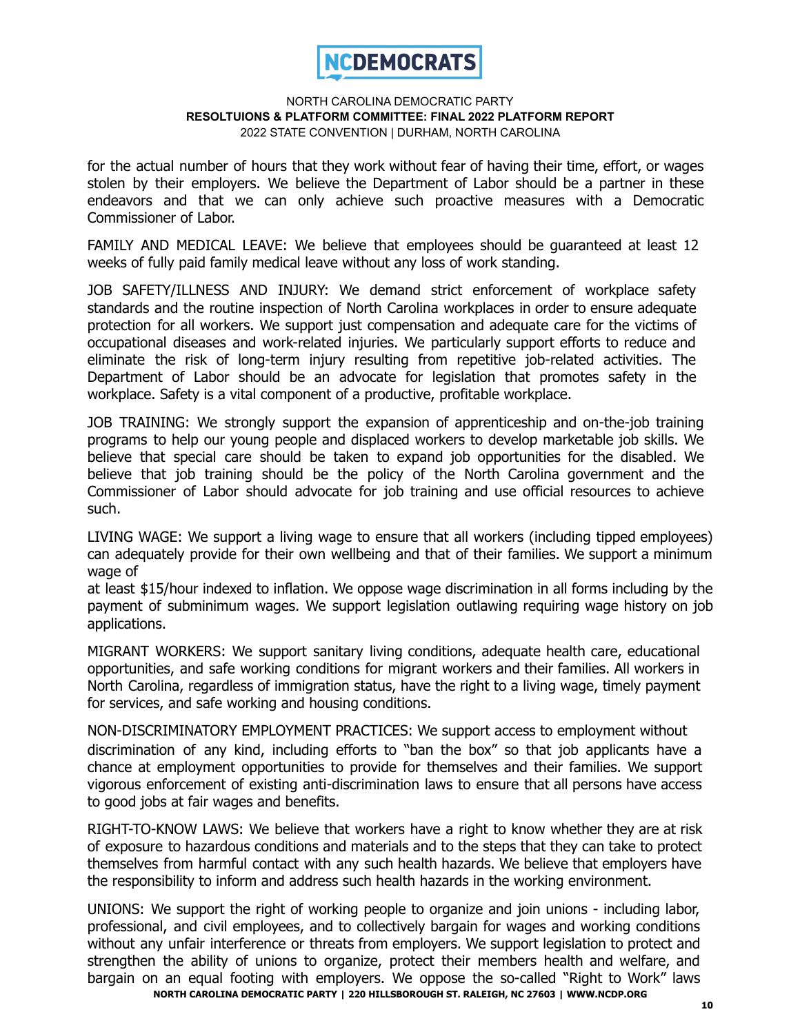for the actual number of hours that they work without fear of having their time, effort, or wages stolen by their employers. We believe the Department of Labor should be a partner in these endeavors and that we can only achieve such proactive measures with a Democratic Commissioner of Labor.

FAMILY AND MEDICAL LEAVE: We believe that employees should be guaranteed at least 12 weeks of fully paid family medical leave without any loss of work standing.

JOB SAFETY/ILLNESS AND INJURY: We demand strict enforcement of workplace safety standards and the routine inspection of North Carolina workplaces in order to ensure adequate protection for all workers. We support just compensation and adequate care for the victims of occupational diseases and work-related injuries. We particularly support efforts to reduce and eliminate the risk of long-term injury resulting from repetitive job-related activities. The Department of Labor should be an advocate for legislation that promotes safety in the workplace. Safety is a vital component of a productive, profitable workplace.

JOB TRAINING: We strongly support the expansion of apprenticeship and on-the-job training programs to help our young people and displaced workers to develop marketable job skills. We believe that special care should be taken to expand job opportunities for the disabled. We believe that job training should be the policy of the North Carolina government and the Commissioner of Labor should advocate for job training and use official resources to achieve such.

LIVING WAGE: We support a living wage to ensure that all workers (including tipped employees) can adequately provide for their own wellbeing and that of their families. We support a minimum wage of
at least $15/hour indexed to inflation. We oppose wage discrimination in all forms including by the payment of subminimum wages. We support legislation outlawing requiring wage history on job applications.

MIGRANT WORKERS: We support sanitary living conditions, adequate health care, educational opportunities, and safe working conditions for migrant workers and their families. All workers in North Carolina, regardless of immigration status, have the right to a living wage, timely payment for services, and safe working and housing conditions.

NON-DISCRIMINATORY EMPLOYMENT PRACTICES: We support access to employment without discrimination of any kind, including efforts to "ban the box" so that job applicants have a chance at employment opportunities to provide for themselves and their families. We support vigorous enforcement of existing anti-discrimination laws to ensure that all persons have access to good jobs at fair wages and benefits.

RIGHT-TO-KNOW LAWS: We believe that workers have a right to know whether they are at risk of exposure to hazardous conditions and materials and to the steps that they can take to protect themselves from harmful contact with any such health hazards. We believe that employers have the responsibility to inform and address such health hazards in the working environment.

UNIONS: We support the right of working people to organize and join unions - including labor, professional, and civil employees, and to collectively bargain for wages and working conditions without any unfair interference or threats from employers. We support legislation to protect and strengthen the ability of unions to organize, protect their members health and welfare, and bargain on an equal footing with employers. We oppose the so-called "Right to Work" laws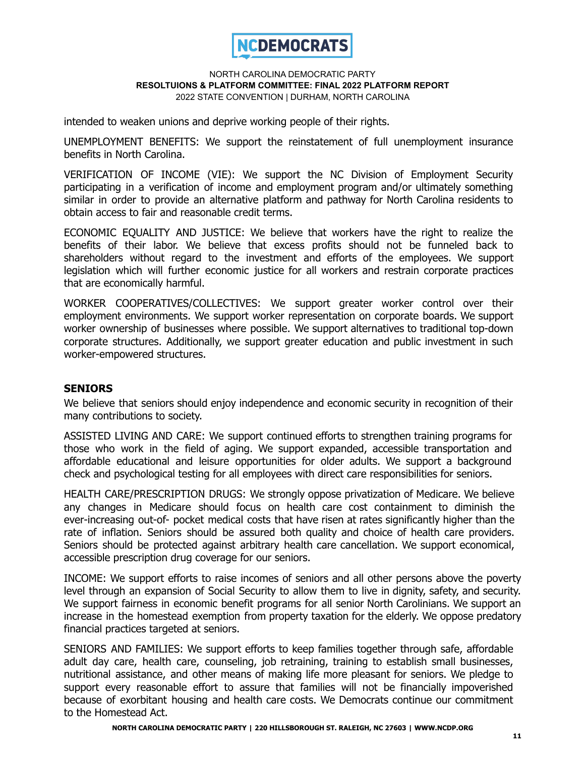intended to weaken unions and deprive working people of their rights.

UNEMPLOYMENT BENEFITS: We support the reinstatement of full unemployment insurance benefits in North Carolina.

VERIFICATION OF INCOME (VIE): We support the NC Division of Employment Security participating in a verification of income and employment program and/or ultimately something similar in order to provide an alternative platform and pathway for North Carolina residents to obtain access to fair and reasonable credit terms.

ECONOMIC EQUALITY AND JUSTICE: We believe that workers have the right to realize the benefits of their labor. We believe that excess profits should not be funneled back to shareholders without regard to the investment and efforts of the employees. We support legislation which will further economic justice for all workers and restrain corporate practices that are economically harmful.

WORKER COOPERATIVES/COLLECTIVES: We support greater worker control over their employment environments. We support worker representation on corporate boards. We support worker ownership of businesses where possible. We support alternatives to traditional top-down corporate structures. Additionally, we support greater education and public investment in such worker-empowered structures.

## SENIORS

We believe that seniors should enjoy independence and economic security in recognition of their many contributions to society.

ASSISTED LIVING AND CARE: We support continued efforts to strengthen training programs for those who work in the field of aging. We support expanded, accessible transportation and affordable educational and leisure opportunities for older adults. We support a background check and psychological testing for all employees with direct care responsibilities for seniors.

HEALTH CARE/PRESCRIPTION DRUGS: We strongly oppose privatization of Medicare. We believe any changes in Medicare should focus on health care cost containment to diminish the ever-increasing out-of- pocket medical costs that have risen at rates significantly higher than the rate of inflation. Seniors should be assured both quality and choice of health care providers. Seniors should be protected against arbitrary health care cancellation. We support economical, accessible prescription drug coverage for our seniors.

INCOME: We support efforts to raise incomes of seniors and all other persons above the poverty level through an expansion of Social Security to allow them to live in dignity, safety, and security. We support fairness in economic benefit programs for all senior North Carolinians. We support an increase in the homestead exemption from property taxation for the elderly. We oppose predatory financial practices targeted at seniors.

SENIORS AND FAMILIES: We support efforts to keep families together through safe, affordable adult day care, health care, counseling, job retraining, training to establish small businesses, nutritional assistance, and other means of making life more pleasant for seniors. We pledge to support every reasonable effort to assure that families will not be financially impoverished because of exorbitant housing and health care costs. We Democrats continue our commitment to the Homestead Act.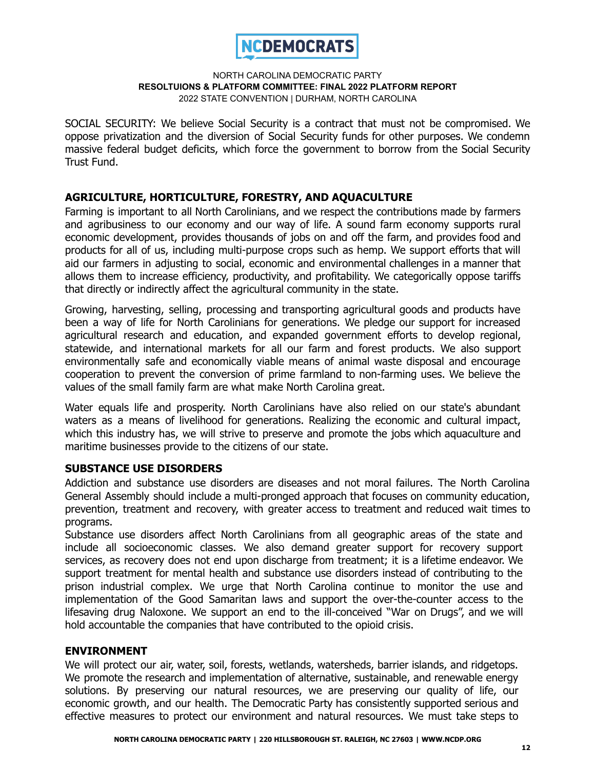SOCIAL SECURITY: We believe Social Security is a contract that must not be compromised. We oppose privatization and the diversion of Social Security funds for other purposes. We condemn massive federal budget deficits, which force the government to borrow from the Social Security Trust Fund.

## AGRICULTURE, HORTICULTURE, FORESTRY, AND AQUACULTURE

Farming is important to all North Carolinians, and we respect the contributions made by farmers and agribusiness to our economy and our way of life. A sound farm economy supports rural economic development, provides thousands of jobs on and off the farm, and provides food and products for all of us, including multi-purpose crops such as hemp. We support efforts that will aid our farmers in adjusting to social, economic and environmental challenges in a manner that allows them to increase efficiency, productivity, and profitability. We categorically oppose tariffs that directly or indirectly affect the agricultural community in the state.

Growing, harvesting, selling, processing and transporting agricultural goods and products have been a way of life for North Carolinians for generations. We pledge our support for increased agricultural research and education, and expanded government efforts to develop regional, statewide, and international markets for all our farm and forest products. We also support environmentally safe and economically viable means of animal waste disposal and encourage cooperation to prevent the conversion of prime farmland to non-farming uses. We believe the values of the small family farm are what make North Carolina great.

Water equals life and prosperity. North Carolinians have also relied on our state's abundant waters as a means of livelihood for generations. Realizing the economic and cultural impact, which this industry has, we will strive to preserve and promote the jobs which aquaculture and maritime businesses provide to the citizens of our state.

## SUBSTANCE USE DISORDERS

Addiction and substance use disorders are diseases and not moral failures. The North Carolina General Assembly should include a multi-pronged approach that focuses on community education, prevention, treatment and recovery, with greater access to treatment and reduced wait times to programs.

Substance use disorders affect North Carolinians from all geographic areas of the state and include all socioeconomic classes. We also demand greater support for recovery support services, as recovery does not end upon discharge from treatment; it is a lifetime endeavor. We support treatment for mental health and substance use disorders instead of contributing to the prison industrial complex. We urge that North Carolina continue to monitor the use and implementation of the Good Samaritan laws and support the over-the-counter access to the lifesaving drug Naloxone. We support an end to the ill-conceived "War on Drugs", and we will hold accountable the companies that have contributed to the opioid crisis.

## ENVIRONMENT

We will protect our air, water, soil, forests, wetlands, watersheds, barrier islands, and ridgetops. We promote the research and implementation of alternative, sustainable, and renewable energy solutions. By preserving our natural resources, we are preserving our quality of life, our economic growth, and our health. The Democratic Party has consistently supported serious and effective measures to protect our environment and natural resources. We must take steps to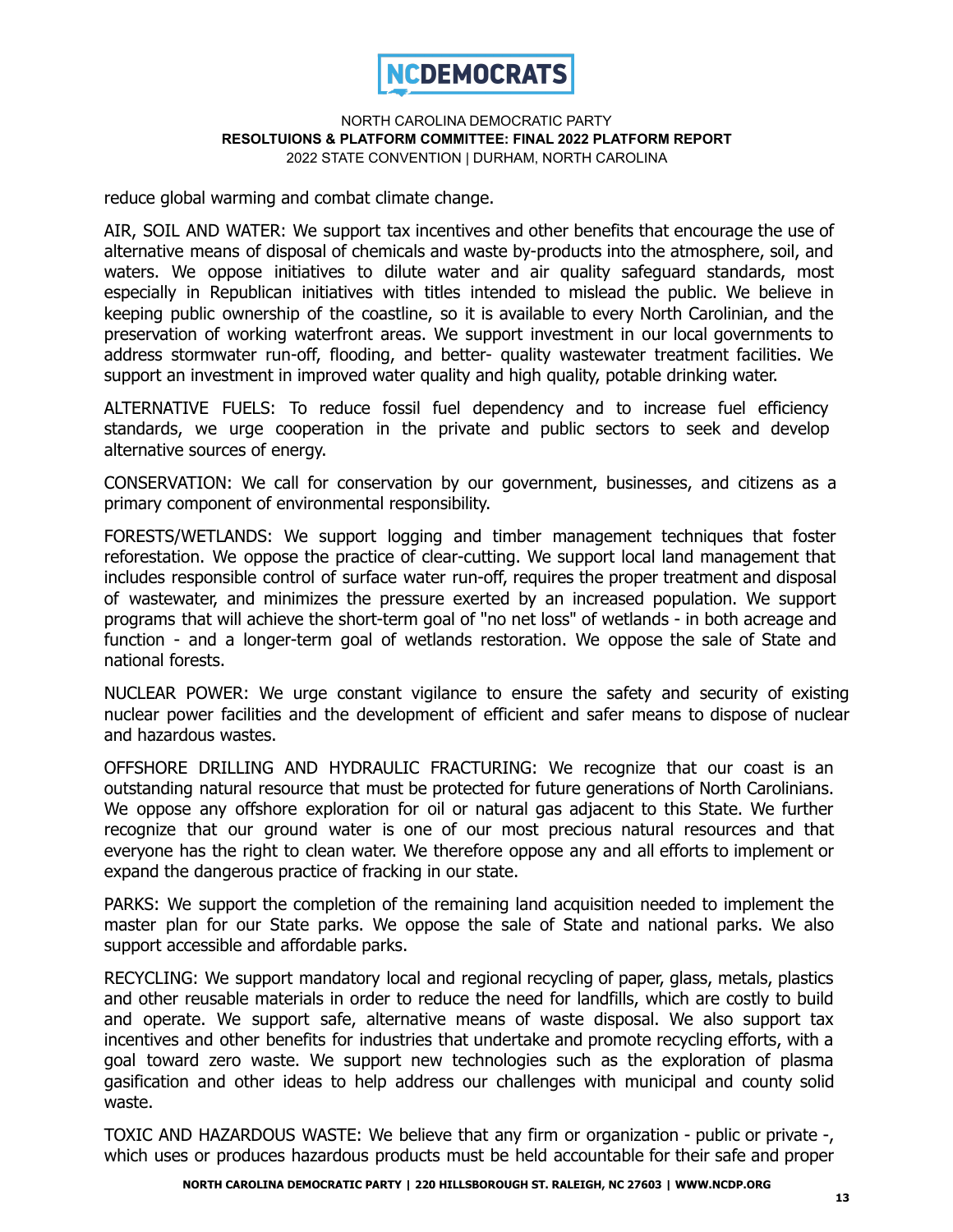reduce global warming and combat climate change.

AIR, SOIL AND WATER: We support tax incentives and other benefits that encourage the use of alternative means of disposal of chemicals and waste by-products into the atmosphere, soil, and waters. We oppose initiatives to dilute water and air quality safeguard standards, most especially in Republican initiatives with titles intended to mislead the public. We believe in keeping public ownership of the coastline, so it is available to every North Carolinian, and the preservation of working waterfront areas. We support investment in our local governments to address stormwater run-off, flooding, and better- quality wastewater treatment facilities. We support an investment in improved water quality and high quality, potable drinking water.

ALTERNATIVE FUELS: To reduce fossil fuel dependency and to increase fuel efficiency standards, we urge cooperation in the private and public sectors to seek and develop alternative sources of energy.

CONSERVATION: We call for conservation by our government, businesses, and citizens as a primary component of environmental responsibility.

FORESTS/WETLANDS: We support logging and timber management techniques that foster reforestation. We oppose the practice of clear-cutting. We support local land management that includes responsible control of surface water run-off, requires the proper treatment and disposal of wastewater, and minimizes the pressure exerted by an increased population. We support programs that will achieve the short-term goal of "no net loss" of wetlands - in both acreage and function - and a longer-term goal of wetlands restoration. We oppose the sale of State and national forests.

NUCLEAR POWER: We urge constant vigilance to ensure the safety and security of existing nuclear power facilities and the development of efficient and safer means to dispose of nuclear and hazardous wastes.

OFFSHORE DRILLING AND HYDRAULIC FRACTURING: We recognize that our coast is an outstanding natural resource that must be protected for future generations of North Carolinians. We oppose any offshore exploration for oil or natural gas adjacent to this State. We further recognize that our ground water is one of our most precious natural resources and that everyone has the right to clean water. We therefore oppose any and all efforts to implement or expand the dangerous practice of fracking in our state.

PARKS: We support the completion of the remaining land acquisition needed to implement the master plan for our State parks. We oppose the sale of State and national parks. We also support accessible and affordable parks.

RECYCLING: We support mandatory local and regional recycling of paper, glass, metals, plastics and other reusable materials in order to reduce the need for landfills, which are costly to build and operate. We support safe, alternative means of waste disposal. We also support tax incentives and other benefits for industries that undertake and promote recycling efforts, with a goal toward zero waste. We support new technologies such as the exploration of plasma gasification and other ideas to help address our challenges with municipal and county solid waste.

TOXIC AND HAZARDOUS WASTE: We believe that any firm or organization - public or private -, which uses or produces hazardous products must be held accountable for their safe and proper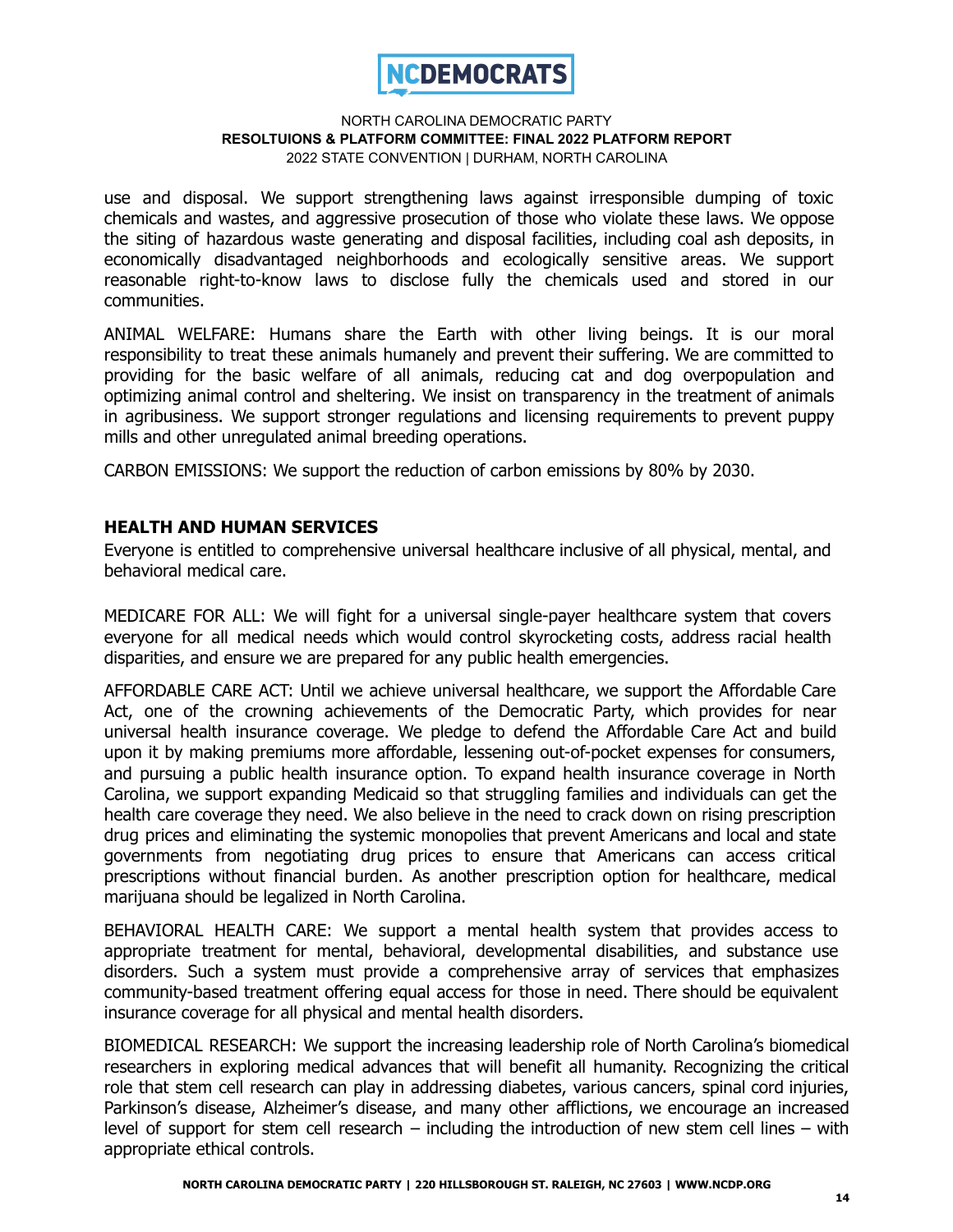use and disposal. We support strengthening laws against irresponsible dumping of toxic chemicals and wastes, and aggressive prosecution of those who violate these laws. We oppose the siting of hazardous waste generating and disposal facilities, including coal ash deposits, in economically disadvantaged neighborhoods and ecologically sensitive areas. We support reasonable right-to-know laws to disclose fully the chemicals used and stored in our communities.

ANIMAL WELFARE: Humans share the Earth with other living beings. It is our moral responsibility to treat these animals humanely and prevent their suffering. We are committed to providing for the basic welfare of all animals, reducing cat and dog overpopulation and optimizing animal control and sheltering. We insist on transparency in the treatment of animals in agribusiness. We support stronger regulations and licensing requirements to prevent puppy mills and other unregulated animal breeding operations.

CARBON EMISSIONS: We support the reduction of carbon emissions by 80% by 2030.

## HEALTH AND HUMAN SERVICES

Everyone is entitled to comprehensive universal healthcare inclusive of all physical, mental, and behavioral medical care.

MEDICARE FOR ALL: We will fight for a universal single-payer healthcare system that covers everyone for all medical needs which would control skyrocketing costs, address racial health disparities, and ensure we are prepared for any public health emergencies.

AFFORDABLE CARE ACT: Until we achieve universal healthcare, we support the Affordable Care Act, one of the crowning achievements of the Democratic Party, which provides for near universal health insurance coverage. We pledge to defend the Affordable Care Act and build upon it by making premiums more affordable, lessening out-of-pocket expenses for consumers, and pursuing a public health insurance option. To expand health insurance coverage in North Carolina, we support expanding Medicaid so that struggling families and individuals can get the health care coverage they need. We also believe in the need to crack down on rising prescription drug prices and eliminating the systemic monopolies that prevent Americans and local and state governments from negotiating drug prices to ensure that Americans can access critical prescriptions without financial burden. As another prescription option for healthcare, medical marijuana should be legalized in North Carolina.

BEHAVIORAL HEALTH CARE: We support a mental health system that provides access to appropriate treatment for mental, behavioral, developmental disabilities, and substance use disorders. Such a system must provide a comprehensive array of services that emphasizes community-based treatment offering equal access for those in need. There should be equivalent insurance coverage for all physical and mental health disorders.

BIOMEDICAL RESEARCH: We support the increasing leadership role of North Carolina's biomedical researchers in exploring medical advances that will benefit all humanity. Recognizing the critical role that stem cell research can play in addressing diabetes, various cancers, spinal cord injuries, Parkinson's disease, Alzheimer's disease, and many other afflictions, we encourage an increased level of support for stem cell research – including the introduction of new stem cell lines – with appropriate ethical controls.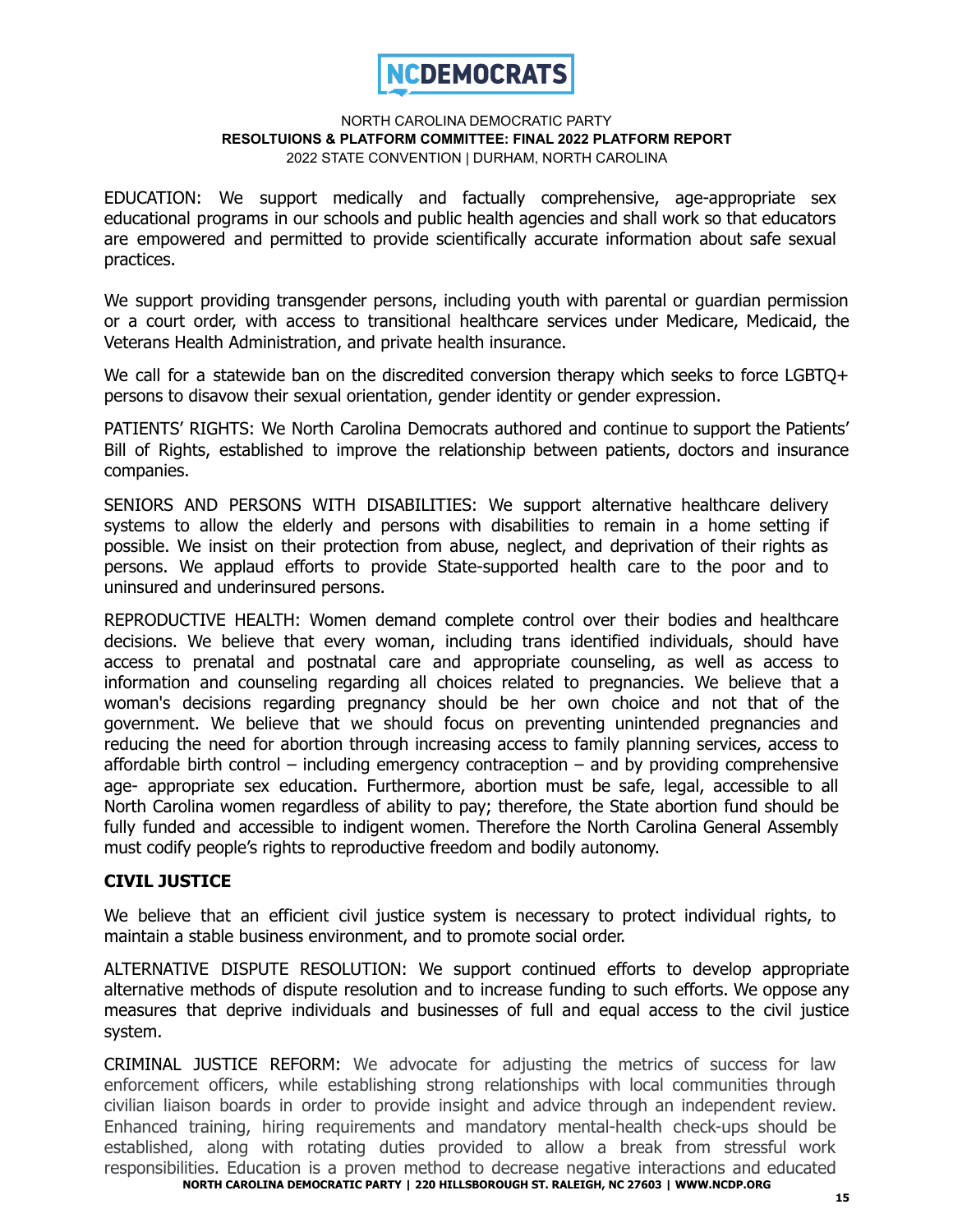EDUCATION: We support medically and factually comprehensive, age-appropriate sex educational programs in our schools and public health agencies and shall work so that educators are empowered and permitted to provide scientifically accurate information about safe sexual practices.

We support providing transgender persons, including youth with parental or guardian permission or a court order, with access to transitional healthcare services under Medicare, Medicaid, the Veterans Health Administration, and private health insurance.

We call for a statewide ban on the discredited conversion therapy which seeks to force LGBTQ+ persons to disavow their sexual orientation, gender identity or gender expression.

PATIENTS' RIGHTS: We North Carolina Democrats authored and continue to support the Patients' Bill of Rights, established to improve the relationship between patients, doctors and insurance companies.

SENIORS AND PERSONS WITH DISABILITIES: We support alternative healthcare delivery systems to allow the elderly and persons with disabilities to remain in a home setting if possible. We insist on their protection from abuse, neglect, and deprivation of their rights as persons. We applaud efforts to provide State-supported health care to the poor and to uninsured and underinsured persons.

REPRODUCTIVE HEALTH: Women demand complete control over their bodies and healthcare decisions. We believe that every woman, including trans identified individuals, should have access to prenatal and postnatal care and appropriate counseling, as well as access to information and counseling regarding all choices related to pregnancies. We believe that a woman's decisions regarding pregnancy should be her own choice and not that of the government. We believe that we should focus on preventing unintended pregnancies and reducing the need for abortion through increasing access to family planning services, access to affordable birth control – including emergency contraception – and by providing comprehensive age- appropriate sex education. Furthermore, abortion must be safe, legal, accessible to all North Carolina women regardless of ability to pay; therefore, the State abortion fund should be fully funded and accessible to indigent women. Therefore the North Carolina General Assembly must codify people's rights to reproductive freedom and bodily autonomy.

## CIVIL JUSTICE

We believe that an efficient civil justice system is necessary to protect individual rights, to maintain a stable business environment, and to promote social order.

ALTERNATIVE DISPUTE RESOLUTION: We support continued efforts to develop appropriate alternative methods of dispute resolution and to increase funding to such efforts. We oppose any measures that deprive individuals and businesses of full and equal access to the civil justice system.

CRIMINAL JUSTICE REFORM: We advocate for adjusting the metrics of success for law enforcement officers, while establishing strong relationships with local communities through civilian liaison boards in order to provide insight and advice through an independent review. Enhanced training, hiring requirements and mandatory mental-health check-ups should be established, along with rotating duties provided to allow a break from stressful work responsibilities. Education is a proven method to decrease negative interactions and educated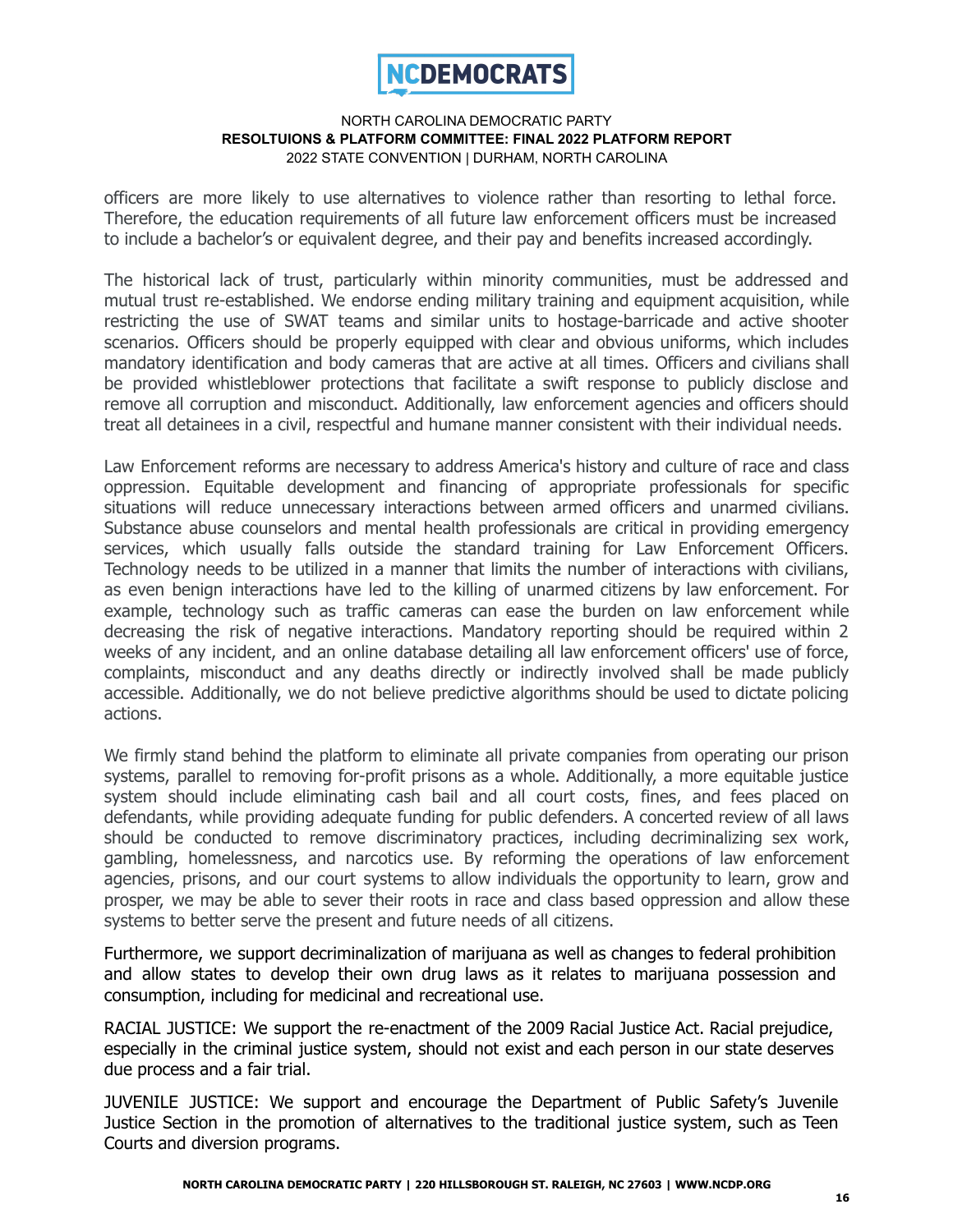officers are more likely to use alternatives to violence rather than resorting to lethal force. Therefore, the education requirements of all future law enforcement officers must be increased to include a bachelor's or equivalent degree, and their pay and benefits increased accordingly.

The historical lack of trust, particularly within minority communities, must be addressed and mutual trust re-established. We endorse ending military training and equipment acquisition, while restricting the use of SWAT teams and similar units to hostage-barricade and active shooter scenarios. Officers should be properly equipped with clear and obvious uniforms, which includes mandatory identification and body cameras that are active at all times. Officers and civilians shall be provided whistleblower protections that facilitate a swift response to publicly disclose and remove all corruption and misconduct. Additionally, law enforcement agencies and officers should treat all detainees in a civil, respectful and humane manner consistent with their individual needs.

Law Enforcement reforms are necessary to address America's history and culture of race and class oppression. Equitable development and financing of appropriate professionals for specific situations will reduce unnecessary interactions between armed officers and unarmed civilians. Substance abuse counselors and mental health professionals are critical in providing emergency services, which usually falls outside the standard training for Law Enforcement Officers. Technology needs to be utilized in a manner that limits the number of interactions with civilians, as even benign interactions have led to the killing of unarmed citizens by law enforcement. For example, technology such as traffic cameras can ease the burden on law enforcement while decreasing the risk of negative interactions. Mandatory reporting should be required within 2 weeks of any incident, and an online database detailing all law enforcement officers' use of force, complaints, misconduct and any deaths directly or indirectly involved shall be made publicly accessible. Additionally, we do not believe predictive algorithms should be used to dictate policing actions.

We firmly stand behind the platform to eliminate all private companies from operating our prison systems, parallel to removing for-profit prisons as a whole. Additionally, a more equitable justice system should include eliminating cash bail and all court costs, fines, and fees placed on defendants, while providing adequate funding for public defenders. A concerted review of all laws should be conducted to remove discriminatory practices, including decriminalizing sex work, gambling, homelessness, and narcotics use. By reforming the operations of law enforcement agencies, prisons, and our court systems to allow individuals the opportunity to learn, grow and prosper, we may be able to sever their roots in race and class based oppression and allow these systems to better serve the present and future needs of all citizens.

Furthermore, we support decriminalization of marijuana as well as changes to federal prohibition and allow states to develop their own drug laws as it relates to marijuana possession and consumption, including for medicinal and recreational use.

RACIAL JUSTICE: We support the re-enactment of the 2009 Racial Justice Act. Racial prejudice, especially in the criminal justice system, should not exist and each person in our state deserves due process and a fair trial.

JUVENILE JUSTICE: We support and encourage the Department of Public Safety's Juvenile Justice Section in the promotion of alternatives to the traditional justice system, such as Teen Courts and diversion programs.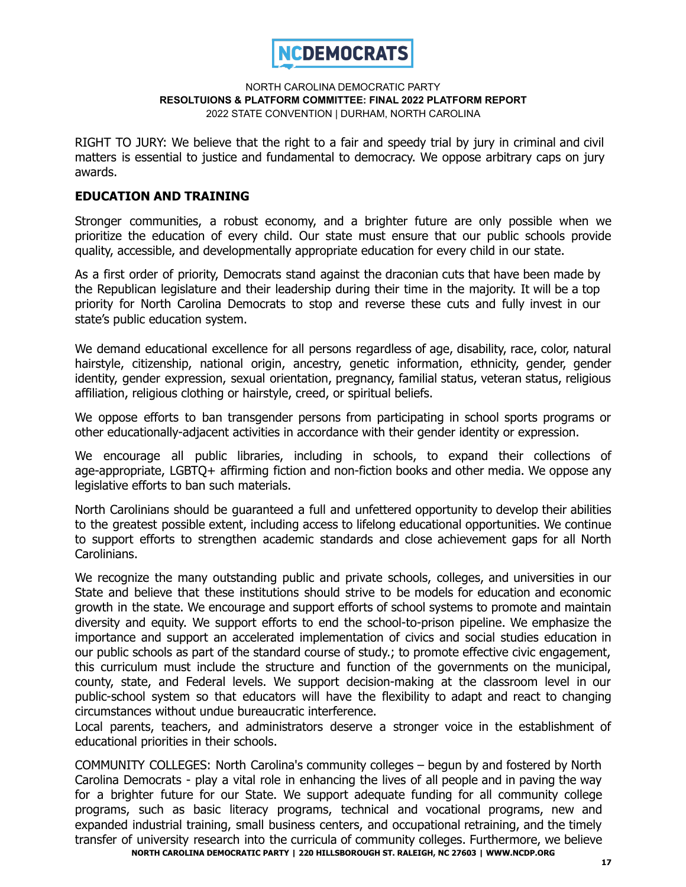RIGHT TO JURY: We believe that the right to a fair and speedy trial by jury in criminal and civil matters is essential to justice and fundamental to democracy. We oppose arbitrary caps on jury awards.

## EDUCATION AND TRAINING

Stronger communities, a robust economy, and a brighter future are only possible when we prioritize the education of every child. Our state must ensure that our public schools provide quality, accessible, and developmentally appropriate education for every child in our state.

As a first order of priority, Democrats stand against the draconian cuts that have been made by the Republican legislature and their leadership during their time in the majority. It will be a top priority for North Carolina Democrats to stop and reverse these cuts and fully invest in our state's public education system.

We demand educational excellence for all persons regardless of age, disability, race, color, natural hairstyle, citizenship, national origin, ancestry, genetic information, ethnicity, gender, gender identity, gender expression, sexual orientation, pregnancy, familial status, veteran status, religious affiliation, religious clothing or hairstyle, creed, or spiritual beliefs.

We oppose efforts to ban transgender persons from participating in school sports programs or other educationally-adjacent activities in accordance with their gender identity or expression.

We encourage all public libraries, including in schools, to expand their collections of age-appropriate, LGBTQ+ affirming fiction and non-fiction books and other media. We oppose any legislative efforts to ban such materials.

North Carolinians should be guaranteed a full and unfettered opportunity to develop their abilities to the greatest possible extent, including access to lifelong educational opportunities. We continue to support efforts to strengthen academic standards and close achievement gaps for all North Carolinians.

We recognize the many outstanding public and private schools, colleges, and universities in our State and believe that these institutions should strive to be models for education and economic growth in the state. We encourage and support efforts of school systems to promote and maintain diversity and equity. We support efforts to end the school-to-prison pipeline. We emphasize the importance and support an accelerated implementation of civics and social studies education in our public schools as part of the standard course of study.; to promote effective civic engagement, this curriculum must include the structure and function of the governments on the municipal, county, state, and Federal levels. We support decision-making at the classroom level in our public-school system so that educators will have the flexibility to adapt and react to changing circumstances without undue bureaucratic interference.
Local parents, teachers, and administrators deserve a stronger voice in the establishment of educational priorities in their schools.

COMMUNITY COLLEGES: North Carolina's community colleges – begun by and fostered by North Carolina Democrats - play a vital role in enhancing the lives of all people and in paving the way for a brighter future for our State. We support adequate funding for all community college programs, such as basic literacy programs, technical and vocational programs, new and expanded industrial training, small business centers, and occupational retraining, and the timely transfer of university research into the curricula of community colleges. Furthermore, we believe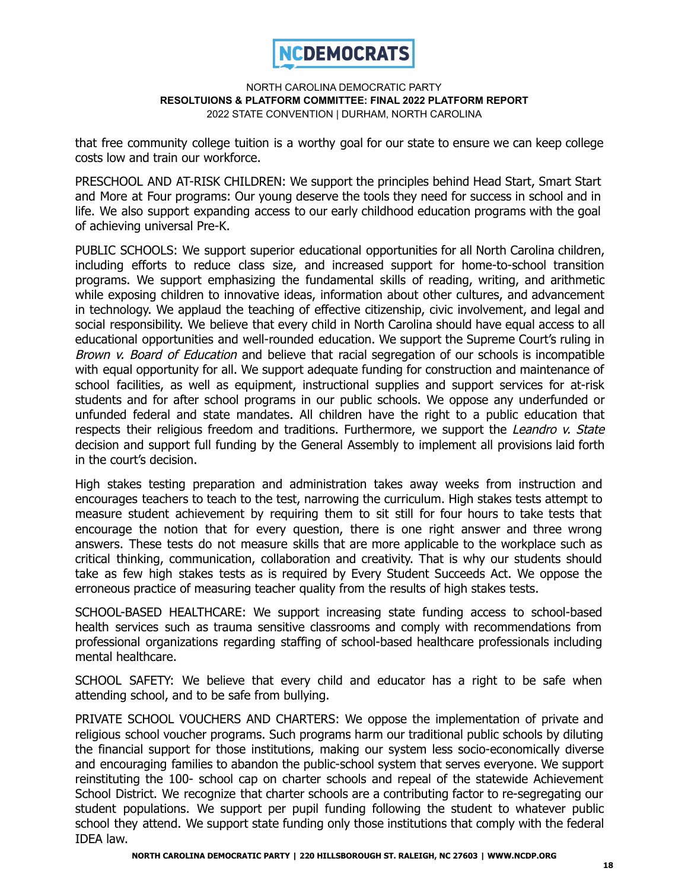that free community college tuition is a worthy goal for our state to ensure we can keep college costs low and train our workforce.

PRESCHOOL AND AT-RISK CHILDREN: We support the principles behind Head Start, Smart Start and More at Four programs: Our young deserve the tools they need for success in school and in life. We also support expanding access to our early childhood education programs with the goal of achieving universal Pre-K.

PUBLIC SCHOOLS: We support superior educational opportunities for all North Carolina children, including efforts to reduce class size, and increased support for home-to-school transition programs. We support emphasizing the fundamental skills of reading, writing, and arithmetic while exposing children to innovative ideas, information about other cultures, and advancement in technology. We applaud the teaching of effective citizenship, civic involvement, and legal and social responsibility. We believe that every child in North Carolina should have equal access to all educational opportunities and well-rounded education. We support the Supreme Court's ruling in *Brown v. Board of Education* and believe that racial segregation of our schools is incompatible with equal opportunity for all. We support adequate funding for construction and maintenance of school facilities, as well as equipment, instructional supplies and support services for at-risk students and for after school programs in our public schools. We oppose any underfunded or unfunded federal and state mandates. All children have the right to a public education that respects their religious freedom and traditions. Furthermore, we support the *Leandro v. State* decision and support full funding by the General Assembly to implement all provisions laid forth in the court's decision.

High stakes testing preparation and administration takes away weeks from instruction and encourages teachers to teach to the test, narrowing the curriculum. High stakes tests attempt to measure student achievement by requiring them to sit still for four hours to take tests that encourage the notion that for every question, there is one right answer and three wrong answers. These tests do not measure skills that are more applicable to the workplace such as critical thinking, communication, collaboration and creativity. That is why our students should take as few high stakes tests as is required by Every Student Succeeds Act. We oppose the erroneous practice of measuring teacher quality from the results of high stakes tests.

SCHOOL-BASED HEALTHCARE: We support increasing state funding access to school-based health services such as trauma sensitive classrooms and comply with recommendations from professional organizations regarding staffing of school-based healthcare professionals including mental healthcare.

SCHOOL SAFETY: We believe that every child and educator has a right to be safe when attending school, and to be safe from bullying.

PRIVATE SCHOOL VOUCHERS AND CHARTERS: We oppose the implementation of private and religious school voucher programs. Such programs harm our traditional public schools by diluting the financial support for those institutions, making our system less socio-economically diverse and encouraging families to abandon the public-school system that serves everyone. We support reinstituting the 100- school cap on charter schools and repeal of the statewide Achievement School District. We recognize that charter schools are a contributing factor to re-segregating our student populations. We support per pupil funding following the student to whatever public school they attend. We support state funding only those institutions that comply with the federal IDEA law.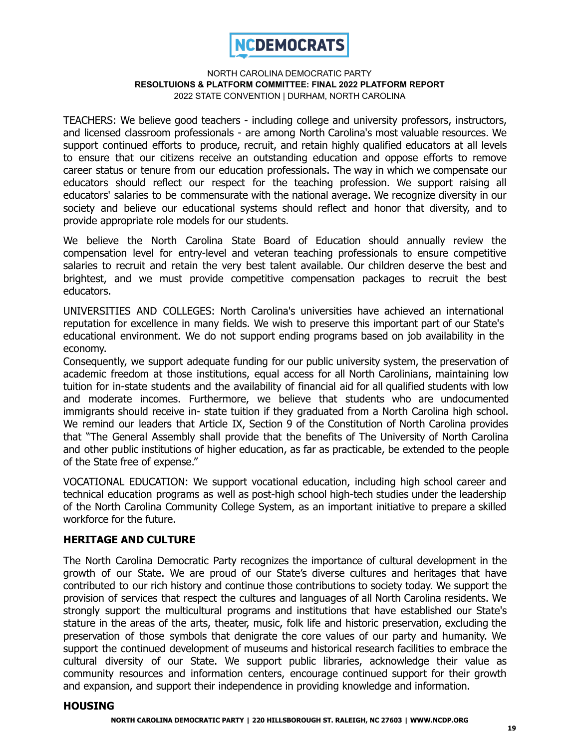TEACHERS: We believe good teachers - including college and university professors, instructors, and licensed classroom professionals - are among North Carolina's most valuable resources. We support continued efforts to produce, recruit, and retain highly qualified educators at all levels to ensure that our citizens receive an outstanding education and oppose efforts to remove career status or tenure from our education professionals. The way in which we compensate our educators should reflect our respect for the teaching profession. We support raising all educators' salaries to be commensurate with the national average. We recognize diversity in our society and believe our educational systems should reflect and honor that diversity, and to provide appropriate role models for our students.

We believe the North Carolina State Board of Education should annually review the compensation level for entry-level and veteran teaching professionals to ensure competitive salaries to recruit and retain the very best talent available. Our children deserve the best and brightest, and we must provide competitive compensation packages to recruit the best educators.

UNIVERSITIES AND COLLEGES: North Carolina's universities have achieved an international reputation for excellence in many fields. We wish to preserve this important part of our State's educational environment. We do not support ending programs based on job availability in the economy.

Consequently, we support adequate funding for our public university system, the preservation of academic freedom at those institutions, equal access for all North Carolinians, maintaining low tuition for in-state students and the availability of financial aid for all qualified students with low and moderate incomes. Furthermore, we believe that students who are undocumented immigrants should receive in- state tuition if they graduated from a North Carolina high school. We remind our leaders that Article IX, Section 9 of the Constitution of North Carolina provides that "The General Assembly shall provide that the benefits of The University of North Carolina and other public institutions of higher education, as far as practicable, be extended to the people of the State free of expense."

VOCATIONAL EDUCATION: We support vocational education, including high school career and technical education programs as well as post-high school high-tech studies under the leadership of the North Carolina Community College System, as an important initiative to prepare a skilled workforce for the future.

## HERITAGE AND CULTURE

The North Carolina Democratic Party recognizes the importance of cultural development in the growth of our State. We are proud of our State's diverse cultures and heritages that have contributed to our rich history and continue those contributions to society today. We support the provision of services that respect the cultures and languages of all North Carolina residents. We strongly support the multicultural programs and institutions that have established our State's stature in the areas of the arts, theater, music, folk life and historic preservation, excluding the preservation of those symbols that denigrate the core values of our party and humanity. We support the continued development of museums and historical research facilities to embrace the cultural diversity of our State. We support public libraries, acknowledge their value as community resources and information centers, encourage continued support for their growth and expansion, and support their independence in providing knowledge and information.

## HOUSING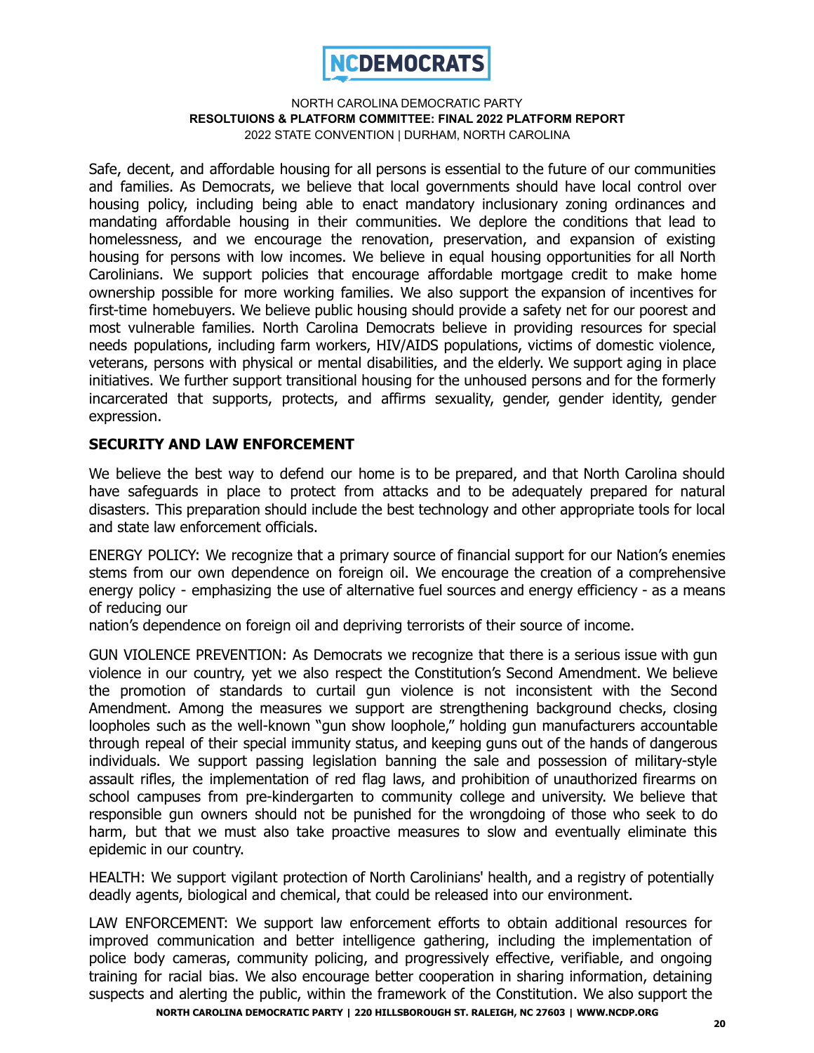Safe, decent, and affordable housing for all persons is essential to the future of our communities and families. As Democrats, we believe that local governments should have local control over housing policy, including being able to enact mandatory inclusionary zoning ordinances and mandating affordable housing in their communities. We deplore the conditions that lead to homelessness, and we encourage the renovation, preservation, and expansion of existing housing for persons with low incomes. We believe in equal housing opportunities for all North Carolinians. We support policies that encourage affordable mortgage credit to make home ownership possible for more working families. We also support the expansion of incentives for first-time homebuyers. We believe public housing should provide a safety net for our poorest and most vulnerable families. North Carolina Democrats believe in providing resources for special needs populations, including farm workers, HIV/AIDS populations, victims of domestic violence, veterans, persons with physical or mental disabilities, and the elderly. We support aging in place initiatives. We further support transitional housing for the unhoused persons and for the formerly incarcerated that supports, protects, and affirms sexuality, gender, gender identity, gender expression.

## SECURITY AND LAW ENFORCEMENT

We believe the best way to defend our home is to be prepared, and that North Carolina should have safeguards in place to protect from attacks and to be adequately prepared for natural disasters. This preparation should include the best technology and other appropriate tools for local and state law enforcement officials.

ENERGY POLICY: We recognize that a primary source of financial support for our Nation's enemies stems from our own dependence on foreign oil. We encourage the creation of a comprehensive energy policy - emphasizing the use of alternative fuel sources and energy efficiency - as a means of reducing our
nation's dependence on foreign oil and depriving terrorists of their source of income.

GUN VIOLENCE PREVENTION: As Democrats we recognize that there is a serious issue with gun violence in our country, yet we also respect the Constitution's Second Amendment. We believe the promotion of standards to curtail gun violence is not inconsistent with the Second Amendment. Among the measures we support are strengthening background checks, closing loopholes such as the well-known "gun show loophole," holding gun manufacturers accountable through repeal of their special immunity status, and keeping guns out of the hands of dangerous individuals. We support passing legislation banning the sale and possession of military-style assault rifles, the implementation of red flag laws, and prohibition of unauthorized firearms on school campuses from pre-kindergarten to community college and university. We believe that responsible gun owners should not be punished for the wrongdoing of those who seek to do harm, but that we must also take proactive measures to slow and eventually eliminate this epidemic in our country.

HEALTH: We support vigilant protection of North Carolinians' health, and a registry of potentially deadly agents, biological and chemical, that could be released into our environment.

LAW ENFORCEMENT: We support law enforcement efforts to obtain additional resources for improved communication and better intelligence gathering, including the implementation of police body cameras, community policing, and progressively effective, verifiable, and ongoing training for racial bias. We also encourage better cooperation in sharing information, detaining suspects and alerting the public, within the framework of the Constitution. We also support the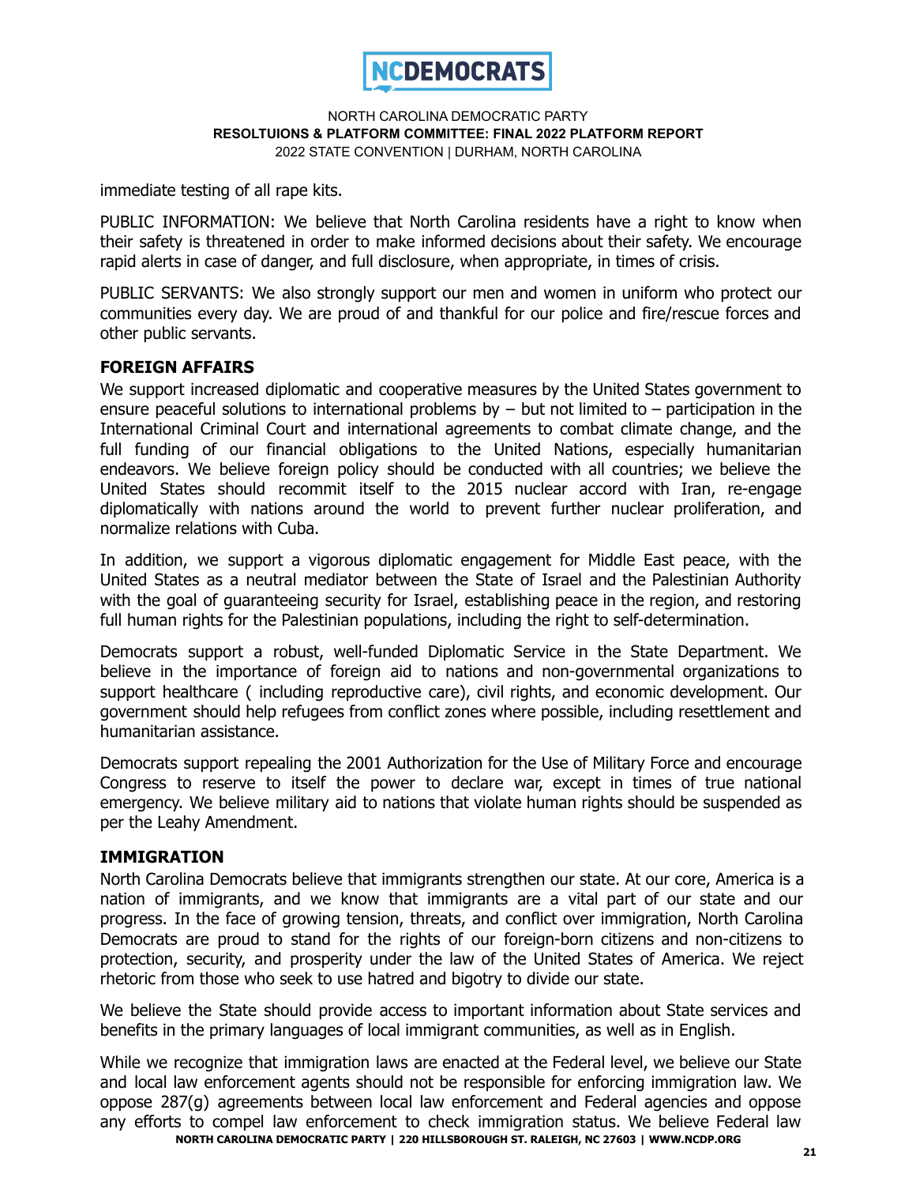immediate testing of all rape kits.

PUBLIC INFORMATION: We believe that North Carolina residents have a right to know when their safety is threatened in order to make informed decisions about their safety. We encourage rapid alerts in case of danger, and full disclosure, when appropriate, in times of crisis.

PUBLIC SERVANTS: We also strongly support our men and women in uniform who protect our communities every day. We are proud of and thankful for our police and fire/rescue forces and other public servants.

## FOREIGN AFFAIRS

We support increased diplomatic and cooperative measures by the United States government to ensure peaceful solutions to international problems by – but not limited to – participation in the International Criminal Court and international agreements to combat climate change, and the full funding of our financial obligations to the United Nations, especially humanitarian endeavors. We believe foreign policy should be conducted with all countries; we believe the United States should recommit itself to the 2015 nuclear accord with Iran, re-engage diplomatically with nations around the world to prevent further nuclear proliferation, and normalize relations with Cuba.

In addition, we support a vigorous diplomatic engagement for Middle East peace, with the United States as a neutral mediator between the State of Israel and the Palestinian Authority with the goal of guaranteeing security for Israel, establishing peace in the region, and restoring full human rights for the Palestinian populations, including the right to self-determination.

Democrats support a robust, well-funded Diplomatic Service in the State Department. We believe in the importance of foreign aid to nations and non-governmental organizations to support healthcare ( including reproductive care), civil rights, and economic development. Our government should help refugees from conflict zones where possible, including resettlement and humanitarian assistance.

Democrats support repealing the 2001 Authorization for the Use of Military Force and encourage Congress to reserve to itself the power to declare war, except in times of true national emergency. We believe military aid to nations that violate human rights should be suspended as per the Leahy Amendment.

## IMMIGRATION

North Carolina Democrats believe that immigrants strengthen our state. At our core, America is a nation of immigrants, and we know that immigrants are a vital part of our state and our progress. In the face of growing tension, threats, and conflict over immigration, North Carolina Democrats are proud to stand for the rights of our foreign-born citizens and non-citizens to protection, security, and prosperity under the law of the United States of America. We reject rhetoric from those who seek to use hatred and bigotry to divide our state.

We believe the State should provide access to important information about State services and benefits in the primary languages of local immigrant communities, as well as in English.

While we recognize that immigration laws are enacted at the Federal level, we believe our State and local law enforcement agents should not be responsible for enforcing immigration law. We oppose 287(g) agreements between local law enforcement and Federal agencies and oppose any efforts to compel law enforcement to check immigration status. We believe Federal law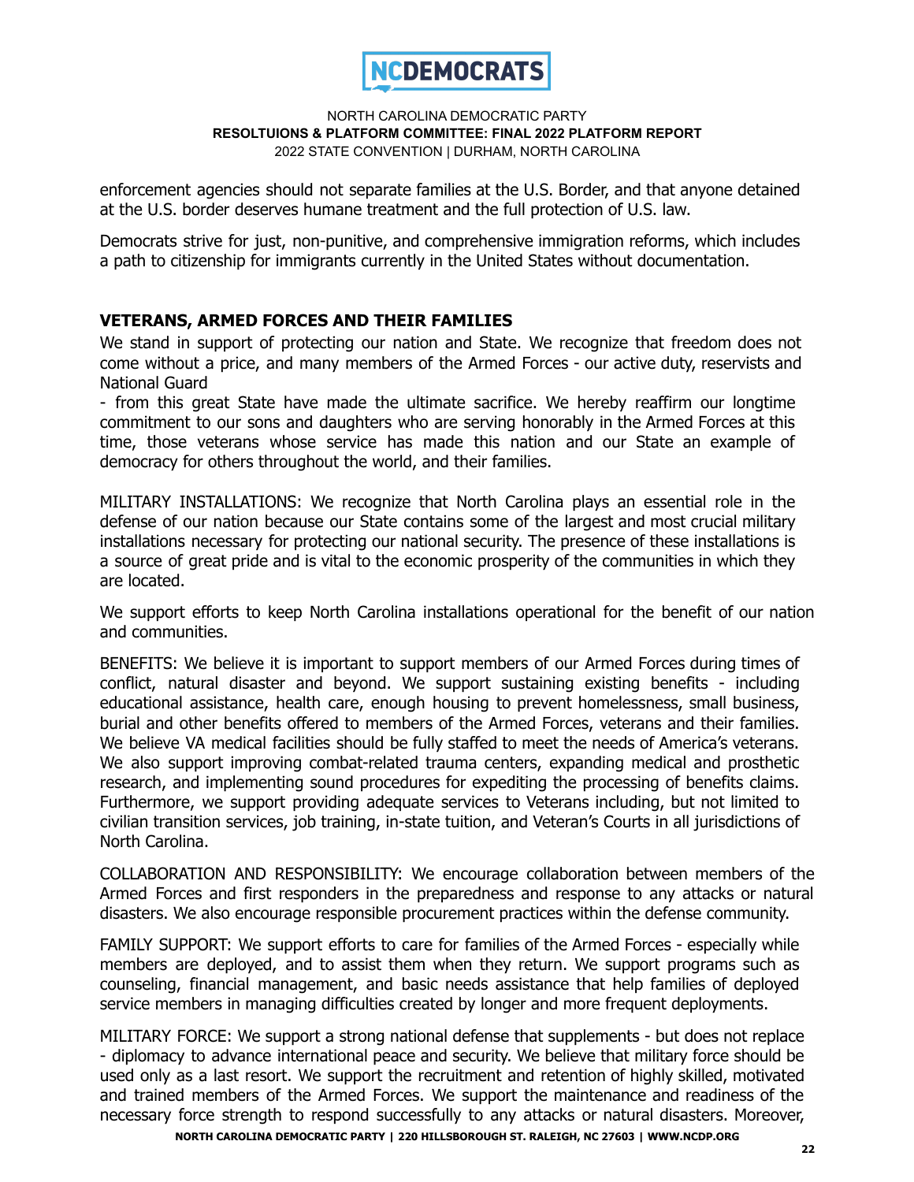enforcement agencies should not separate families at the U.S. Border, and that anyone detained at the U.S. border deserves humane treatment and the full protection of U.S. law.

Democrats strive for just, non-punitive, and comprehensive immigration reforms, which includes a path to citizenship for immigrants currently in the United States without documentation.

## VETERANS, ARMED FORCES AND THEIR FAMILIES

We stand in support of protecting our nation and State. We recognize that freedom does not come without a price, and many members of the Armed Forces - our active duty, reservists and National Guard
- from this great State have made the ultimate sacrifice. We hereby reaffirm our longtime commitment to our sons and daughters who are serving honorably in the Armed Forces at this time, those veterans whose service has made this nation and our State an example of democracy for others throughout the world, and their families.

MILITARY INSTALLATIONS: We recognize that North Carolina plays an essential role in the defense of our nation because our State contains some of the largest and most crucial military installations necessary for protecting our national security. The presence of these installations is a source of great pride and is vital to the economic prosperity of the communities in which they are located.

We support efforts to keep North Carolina installations operational for the benefit of our nation and communities.

BENEFITS: We believe it is important to support members of our Armed Forces during times of conflict, natural disaster and beyond. We support sustaining existing benefits - including educational assistance, health care, enough housing to prevent homelessness, small business, burial and other benefits offered to members of the Armed Forces, veterans and their families. We believe VA medical facilities should be fully staffed to meet the needs of America's veterans. We also support improving combat-related trauma centers, expanding medical and prosthetic research, and implementing sound procedures for expediting the processing of benefits claims. Furthermore, we support providing adequate services to Veterans including, but not limited to civilian transition services, job training, in-state tuition, and Veteran's Courts in all jurisdictions of North Carolina.

COLLABORATION AND RESPONSIBILITY: We encourage collaboration between members of the Armed Forces and first responders in the preparedness and response to any attacks or natural disasters. We also encourage responsible procurement practices within the defense community.

FAMILY SUPPORT: We support efforts to care for families of the Armed Forces - especially while members are deployed, and to assist them when they return. We support programs such as counseling, financial management, and basic needs assistance that help families of deployed service members in managing difficulties created by longer and more frequent deployments.

MILITARY FORCE: We support a strong national defense that supplements - but does not replace - diplomacy to advance international peace and security. We believe that military force should be used only as a last resort. We support the recruitment and retention of highly skilled, motivated and trained members of the Armed Forces. We support the maintenance and readiness of the necessary force strength to respond successfully to any attacks or natural disasters. Moreover,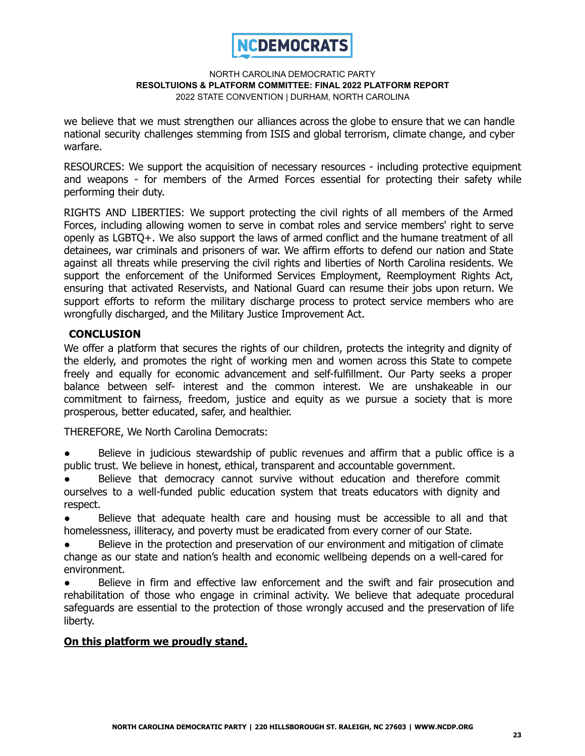we believe that we must strengthen our alliances across the globe to ensure that we can handle national security challenges stemming from ISIS and global terrorism, climate change, and cyber warfare.

RESOURCES: We support the acquisition of necessary resources - including protective equipment and weapons - for members of the Armed Forces essential for protecting their safety while performing their duty.

RIGHTS AND LIBERTIES: We support protecting the civil rights of all members of the Armed Forces, including allowing women to serve in combat roles and service members' right to serve openly as LGBTQ+. We also support the laws of armed conflict and the humane treatment of all detainees, war criminals and prisoners of war. We affirm efforts to defend our nation and State against all threats while preserving the civil rights and liberties of North Carolina residents. We support the enforcement of the Uniformed Services Employment, Reemployment Rights Act, ensuring that activated Reservists, and National Guard can resume their jobs upon return. We support efforts to reform the military discharge process to protect service members who are wrongfully discharged, and the Military Justice Improvement Act.

## CONCLUSION

We offer a platform that secures the rights of our children, protects the integrity and dignity of the elderly, and promotes the right of working men and women across this State to compete freely and equally for economic advancement and self-fulfillment. Our Party seeks a proper balance between self- interest and the common interest. We are unshakeable in our commitment to fairness, freedom, justice and equity as we pursue a society that is more prosperous, better educated, safer, and healthier.

THEREFORE, We North Carolina Democrats:

- Believe in judicious stewardship of public revenues and affirm that a public office is a public trust. We believe in honest, ethical, transparent and accountable government.
- Believe that democracy cannot survive without education and therefore commit ourselves to a well-funded public education system that treats educators with dignity and respect.
- Believe that adequate health care and housing must be accessible to all and that homelessness, illiteracy, and poverty must be eradicated from every corner of our State.
- Believe in the protection and preservation of our environment and mitigation of climate change as our state and nation's health and economic wellbeing depends on a well-cared for environment.
- Believe in firm and effective law enforcement and the swift and fair prosecution and rehabilitation of those who engage in criminal activity. We believe that adequate procedural safeguards are essential to the protection of those wrongly accused and the preservation of life liberty.

**On this platform we proudly stand.**